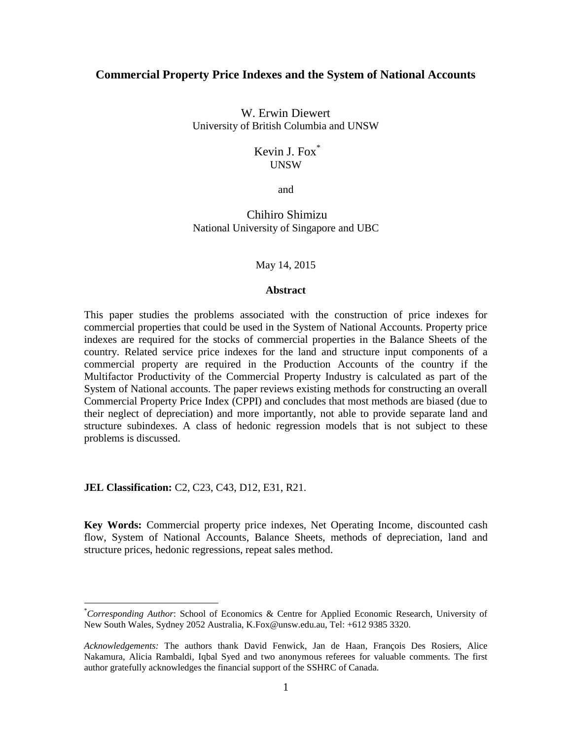# Commercial Property Price Indexes and the System of National Accounts

W. Erwin Diewert
University of British Columbia and UNSW

Kevin J. Fox[*]
UNSW

and

Chihiro Shimizu
National University of Singapore and UBC

May 14, 2015

**Abstract**

This paper studies the problems associated with the construction of price indexes for commercial properties that could be used in the System of National Accounts. Property price indexes are required for the stocks of commercial properties in the Balance Sheets of the country. Related service price indexes for the land and structure input components of a commercial property are required in the Production Accounts of the country if the Multifactor Productivity of the Commercial Property Industry is calculated as part of the System of National accounts. The paper reviews existing methods for constructing an overall Commercial Property Price Index (CPPI) and concludes that most methods are biased (due to their neglect of depreciation) and more importantly, not able to provide separate land and structure subindexes. A class of hedonic regression models that is not subject to these problems is discussed.

**JEL Classification:** C2, C23, C43, D12, E31, R21.

**Key Words:** Commercial property price indexes, Net Operating Income, discounted cash flow, System of National Accounts, Balance Sheets, methods of depreciation, land and structure prices, hedonic regressions, repeat sales method.

---

[*] *Corresponding Author*: School of Economics & Centre for Applied Economic Research, University of New South Wales, Sydney 2052 Australia, K.Fox@unsw.edu.au, Tel: +612 9385 3320.

*Acknowledgements:* The authors thank David Fenwick, Jan de Haan, François Des Rosiers, Alice Nakamura, Alicia Rambaldi, Iqbal Syed and two anonymous referees for valuable comments. The first author gratefully acknowledges the financial support of the SSHRC of Canada.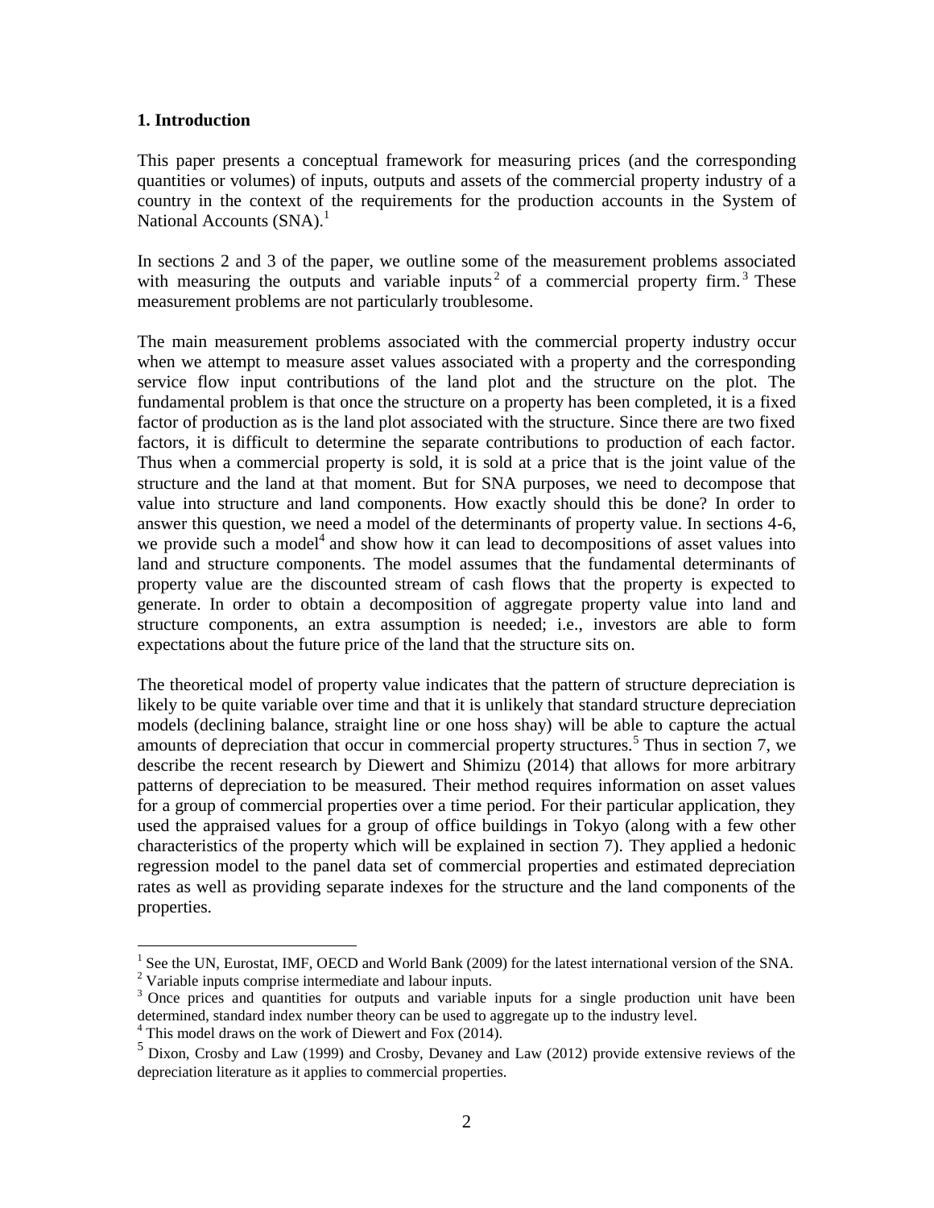## 1. Introduction

This paper presents a conceptual framework for measuring prices (and the corresponding quantities or volumes) of inputs, outputs and assets of the commercial property industry of a country in the context of the requirements for the production accounts in the System of National Accounts (SNA).[1]

In sections 2 and 3 of the paper, we outline some of the measurement problems associated with measuring the outputs and variable inputs[2] of a commercial property firm.[3] These measurement problems are not particularly troublesome.

The main measurement problems associated with the commercial property industry occur when we attempt to measure asset values associated with a property and the corresponding service flow input contributions of the land plot and the structure on the plot. The fundamental problem is that once the structure on a property has been completed, it is a fixed factor of production as is the land plot associated with the structure. Since there are two fixed factors, it is difficult to determine the separate contributions to production of each factor. Thus when a commercial property is sold, it is sold at a price that is the joint value of the structure and the land at that moment. But for SNA purposes, we need to decompose that value into structure and land components. How exactly should this be done? In order to answer this question, we need a model of the determinants of property value. In sections 4-6, we provide such a model[4] and show how it can lead to decompositions of asset values into land and structure components. The model assumes that the fundamental determinants of property value are the discounted stream of cash flows that the property is expected to generate. In order to obtain a decomposition of aggregate property value into land and structure components, an extra assumption is needed; i.e., investors are able to form expectations about the future price of the land that the structure sits on.

The theoretical model of property value indicates that the pattern of structure depreciation is likely to be quite variable over time and that it is unlikely that standard structure depreciation models (declining balance, straight line or one hoss shay) will be able to capture the actual amounts of depreciation that occur in commercial property structures.[5] Thus in section 7, we describe the recent research by Diewert and Shimizu (2014) that allows for more arbitrary patterns of depreciation to be measured. Their method requires information on asset values for a group of commercial properties over a time period. For their particular application, they used the appraised values for a group of office buildings in Tokyo (along with a few other characteristics of the property which will be explained in section 7). They applied a hedonic regression model to the panel data set of commercial properties and estimated depreciation rates as well as providing separate indexes for the structure and the land components of the properties.

---

[1] See the UN, Eurostat, IMF, OECD and World Bank (2009) for the latest international version of the SNA.

[2] Variable inputs comprise intermediate and labour inputs.

[3] Once prices and quantities for outputs and variable inputs for a single production unit have been determined, standard index number theory can be used to aggregate up to the industry level.

[4] This model draws on the work of Diewert and Fox (2014).

[5] Dixon, Crosby and Law (1999) and Crosby, Devaney and Law (2012) provide extensive reviews of the depreciation literature as it applies to commercial properties.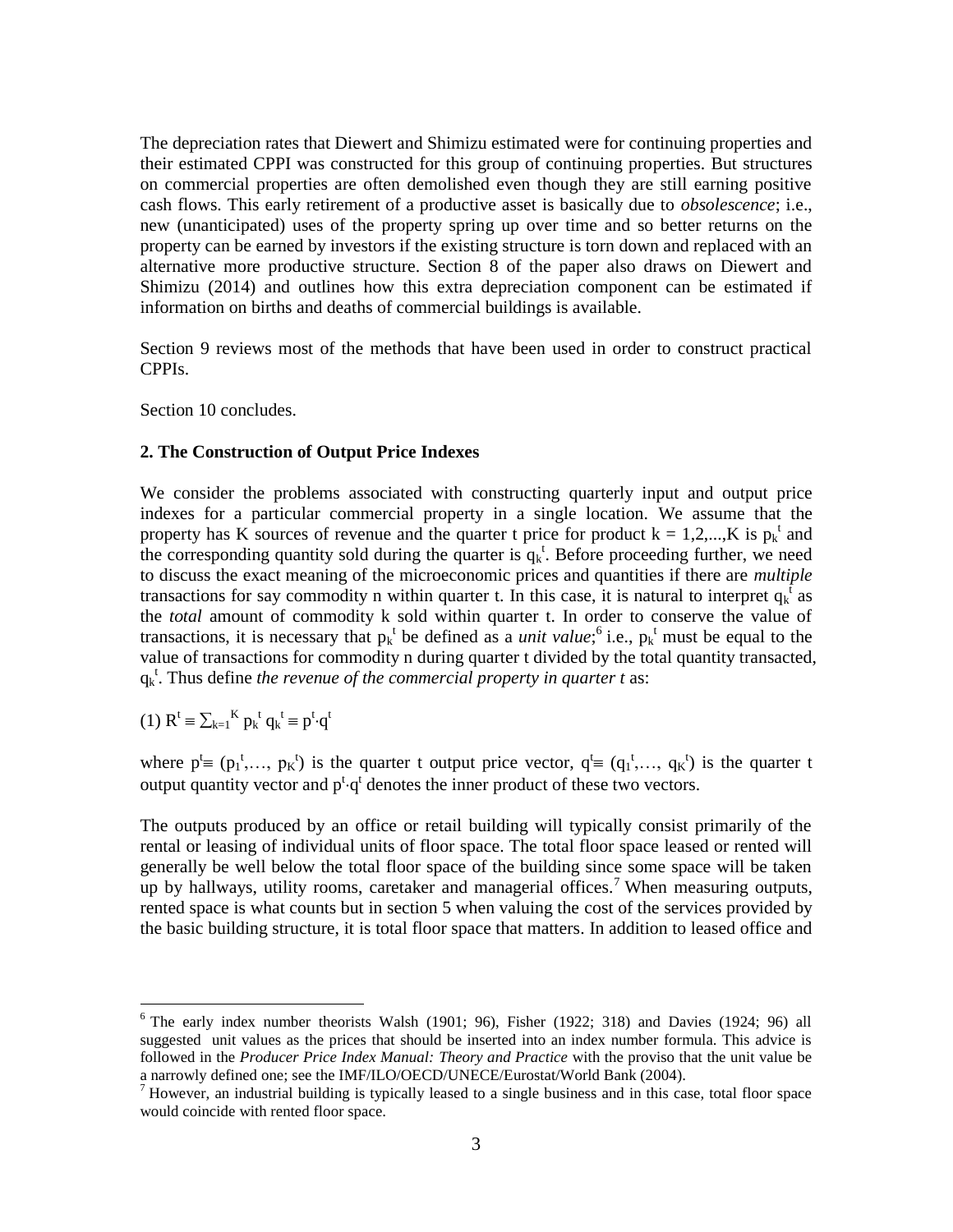The depreciation rates that Diewert and Shimizu estimated were for continuing properties and their estimated CPPI was constructed for this group of continuing properties. But structures on commercial properties are often demolished even though they are still earning positive cash flows. This early retirement of a productive asset is basically due to *obsolescence*; i.e., new (unanticipated) uses of the property spring up over time and so better returns on the property can be earned by investors if the existing structure is torn down and replaced with an alternative more productive structure. Section 8 of the paper also draws on Diewert and Shimizu (2014) and outlines how this extra depreciation component can be estimated if information on births and deaths of commercial buildings is available.

Section 9 reviews most of the methods that have been used in order to construct practical CPPIs.

Section 10 concludes.

### 2. The Construction of Output Price Indexes

We consider the problems associated with constructing quarterly input and output price indexes for a particular commercial property in a single location. We assume that the property has K sources of revenue and the quarter t price for product $k = 1,2,...,K$ is $p_k^t$ and the corresponding quantity sold during the quarter is $q_k^t$. Before proceeding further, we need to discuss the exact meaning of the microeconomic prices and quantities if there are *multiple* transactions for say commodity n within quarter t. In this case, it is natural to interpret $q_k^t$ as the *total* amount of commodity k sold within quarter t. In order to conserve the value of transactions, it is necessary that $p_k^t$ be defined as a *unit value*;[6] i.e., $p_k^t$ must be equal to the value of transactions for commodity n during quarter t divided by the total quantity transacted, $q_k^t$. Thus define *the revenue of the commercial property in quarter t* as:

$$(1)\ R^t \equiv \sum_{k=1}^{K} p_k^t q_k^t \equiv p^t \cdot q^t$$

where $p^t \equiv (p_1^t, \ldots, p_K^t)$ is the quarter t output price vector, $q^t \equiv (q_1^t, \ldots, q_K^t)$ is the quarter t output quantity vector and $p^t \cdot q^t$ denotes the inner product of these two vectors.

The outputs produced by an office or retail building will typically consist primarily of the rental or leasing of individual units of floor space. The total floor space leased or rented will generally be well below the total floor space of the building since some space will be taken up by hallways, utility rooms, caretaker and managerial offices.[7] When measuring outputs, rented space is what counts but in section 5 when valuing the cost of the services provided by the basic building structure, it is total floor space that matters. In addition to leased office and

---

[6] The early index number theorists Walsh (1901; 96), Fisher (1922; 318) and Davies (1924; 96) all suggested unit values as the prices that should be inserted into an index number formula. This advice is followed in the *Producer Price Index Manual: Theory and Practice* with the proviso that the unit value be a narrowly defined one; see the IMF/ILO/OECD/UNECE/Eurostat/World Bank (2004).

[7] However, an industrial building is typically leased to a single business and in this case, total floor space would coincide with rented floor space.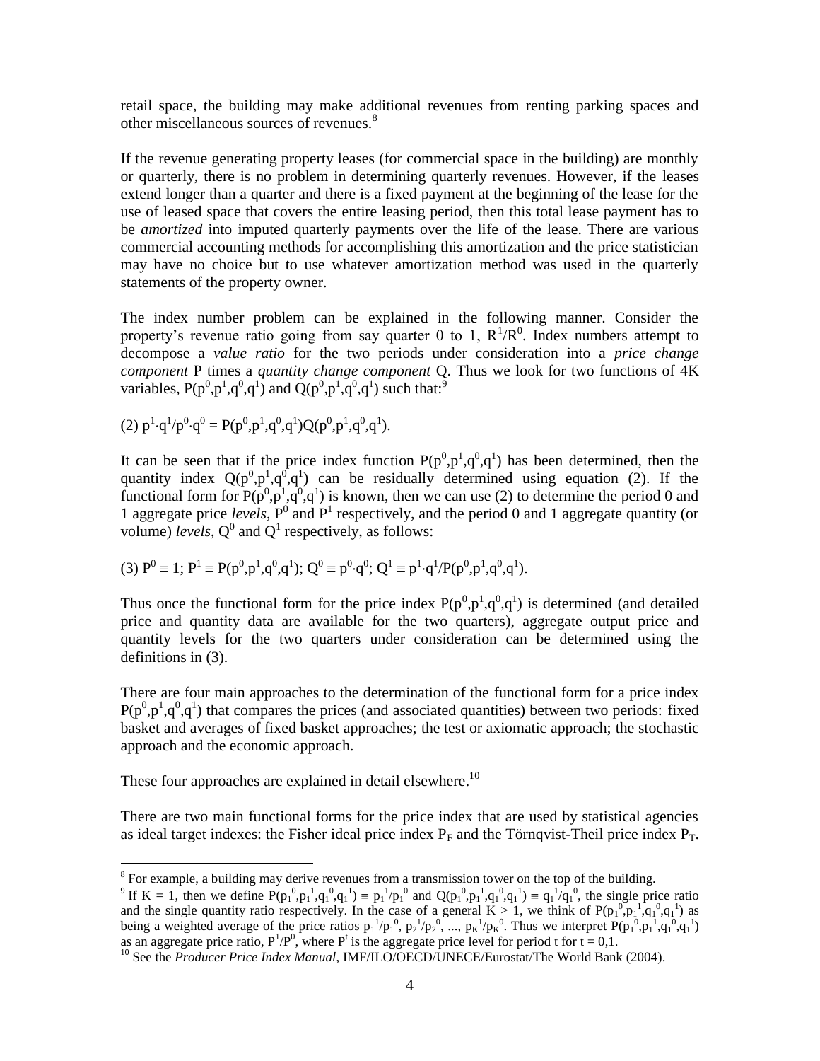retail space, the building may make additional revenues from renting parking spaces and other miscellaneous sources of revenues.[8]

If the revenue generating property leases (for commercial space in the building) are monthly or quarterly, there is no problem in determining quarterly revenues. However, if the leases extend longer than a quarter and there is a fixed payment at the beginning of the lease for the use of leased space that covers the entire leasing period, then this total lease payment has to be *amortized* into imputed quarterly payments over the life of the lease. There are various commercial accounting methods for accomplishing this amortization and the price statistician may have no choice but to use whatever amortization method was used in the quarterly statements of the property owner.

The index number problem can be explained in the following manner. Consider the property's revenue ratio going from say quarter 0 to 1, $R^1/R^0$. Index numbers attempt to decompose a *value ratio* for the two periods under consideration into a *price change component* P times a *quantity change component* Q. Thus we look for two functions of 4K variables, $P(p^0,p^1,q^0,q^1)$ and $Q(p^0,p^1,q^0,q^1)$ such that:[9]

(2) $p^1 \cdot q^1/p^0 \cdot q^0 = P(p^0,p^1,q^0,q^1)Q(p^0,p^1,q^0,q^1)$.

It can be seen that if the price index function $P(p^0,p^1,q^0,q^1)$ has been determined, then the quantity index $Q(p^0,p^1,q^0,q^1)$ can be residually determined using equation (2). If the functional form for $P(p^0,p^1,q^0,q^1)$ is known, then we can use (2) to determine the period 0 and 1 aggregate price *levels*, $P^0$ and $P^1$ respectively, and the period 0 and 1 aggregate quantity (or volume) *levels*, $Q^0$ and $Q^1$ respectively, as follows:

(3) $P^0 \equiv 1$; $P^1 \equiv P(p^0,p^1,q^0,q^1)$; $Q^0 \equiv p^0 \cdot q^0$; $Q^1 \equiv p^1 \cdot q^1/P(p^0,p^1,q^0,q^1)$.

Thus once the functional form for the price index $P(p^0,p^1,q^0,q^1)$ is determined (and detailed price and quantity data are available for the two quarters), aggregate output price and quantity levels for the two quarters under consideration can be determined using the definitions in (3).

There are four main approaches to the determination of the functional form for a price index $P(p^0,p^1,q^0,q^1)$ that compares the prices (and associated quantities) between two periods: fixed basket and averages of fixed basket approaches; the test or axiomatic approach; the stochastic approach and the economic approach.

These four approaches are explained in detail elsewhere.[10]

There are two main functional forms for the price index that are used by statistical agencies as ideal target indexes: the Fisher ideal price index $P_F$ and the Törnqvist-Theil price index $P_T$.

---

[8] For example, a building may derive revenues from a transmission tower on the top of the building.

[9] If K = 1, then we define $P(p_1^0,p_1^1,q_1^0,q_1^1) \equiv p_1^1/p_1^0$ and $Q(p_1^0,p_1^1,q_1^0,q_1^1) \equiv q_1^1/q_1^0$, the single price ratio and the single quantity ratio respectively. In the case of a general K > 1, we think of $P(p_1^0,p_1^1,q_1^0,q_1^1)$ as being a weighted average of the price ratios $p_1^1/p_1^0$, $p_2^1/p_2^0$, ..., $p_K^1/p_K^0$. Thus we interpret $P(p_1^0,p_1^1,q_1^0,q_1^1)$ as an aggregate price ratio, $P^1/P^0$, where $P^t$ is the aggregate price level for period t for t = 0,1.

[10] See the *Producer Price Index Manual*, IMF/ILO/OECD/UNECE/Eurostat/The World Bank (2004).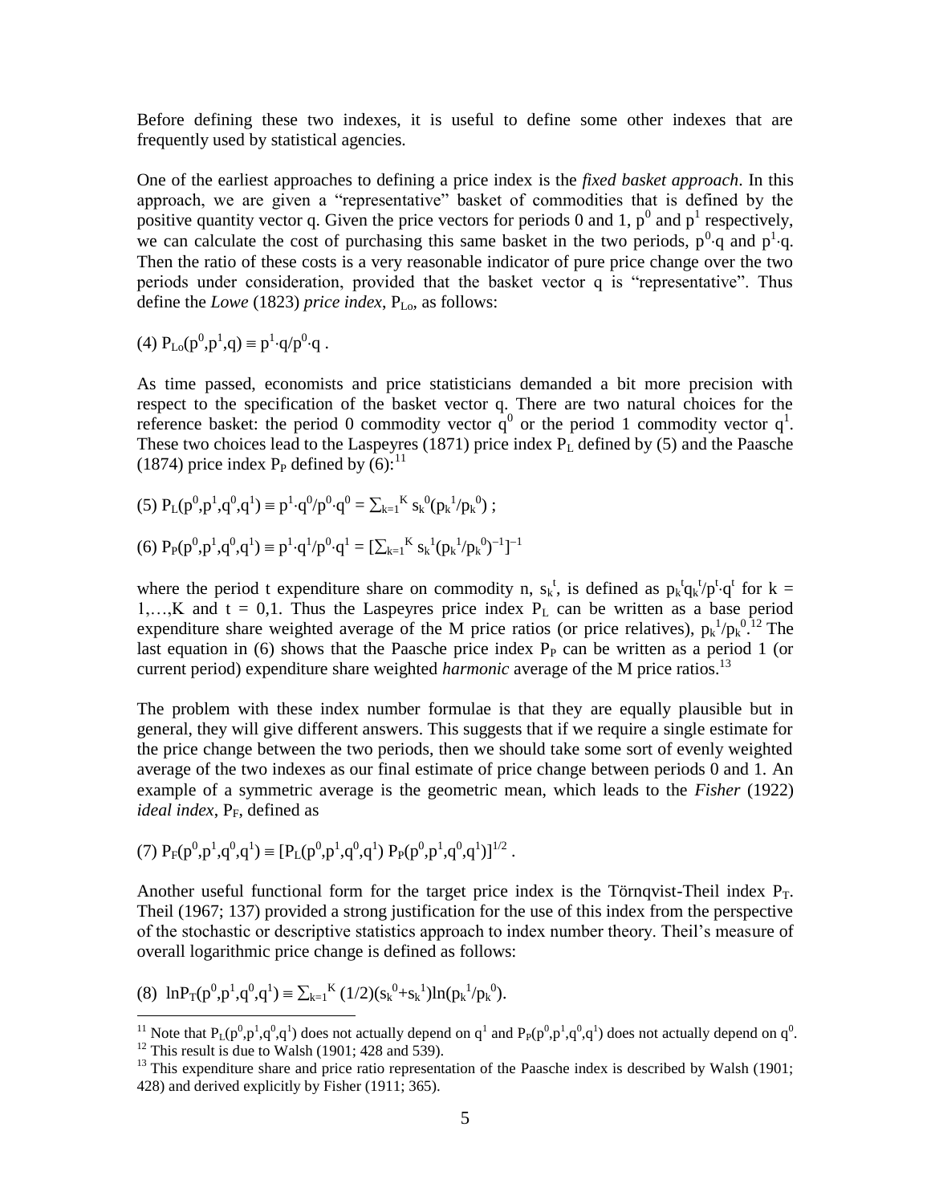Before defining these two indexes, it is useful to define some other indexes that are frequently used by statistical agencies.

One of the earliest approaches to defining a price index is the *fixed basket approach*. In this approach, we are given a "representative" basket of commodities that is defined by the positive quantity vector q. Given the price vectors for periods 0 and 1, $p^0$ and $p^1$ respectively, we can calculate the cost of purchasing this same basket in the two periods, $p^0 \cdot q$ and $p^1 \cdot q$. Then the ratio of these costs is a very reasonable indicator of pure price change over the two periods under consideration, provided that the basket vector q is "representative". Thus define the *Lowe* (1823) *price index*, $P_{Lo}$, as follows:

$$(4)\ P_{Lo}(p^0,p^1,q) \equiv p^1 \cdot q/p^0 \cdot q\ .$$

As time passed, economists and price statisticians demanded a bit more precision with respect to the specification of the basket vector q. There are two natural choices for the reference basket: the period 0 commodity vector $q^0$ or the period 1 commodity vector $q^1$. These two choices lead to the Laspeyres (1871) price index $P_L$ defined by (5) and the Paasche (1874) price index $P_P$ defined by (6):[11]

$$(5)\ P_L(p^0,p^1,q^0,q^1) \equiv p^1 \cdot q^0/p^0 \cdot q^0 = \sum_{k=1}^{K} s_k^0(p_k^1/p_k^0)\ ;$$

$$(6)\ P_P(p^0,p^1,q^0,q^1) \equiv p^1 \cdot q^1/p^0 \cdot q^1 = [\sum_{k=1}^{K} s_k^1(p_k^1/p_k^0)^{-1}]^{-1}$$

where the period t expenditure share on commodity n, $s_k^t$, is defined as $p_k^t q_k^t/p^t \cdot q^t$ for k = 1,…,K and t = 0,1. Thus the Laspeyres price index $P_L$ can be written as a base period expenditure share weighted average of the M price ratios (or price relatives), $p_k^1/p_k^0$.[12] The last equation in (6) shows that the Paasche price index $P_P$ can be written as a period 1 (or current period) expenditure share weighted *harmonic* average of the M price ratios.[13]

The problem with these index number formulae is that they are equally plausible but in general, they will give different answers. This suggests that if we require a single estimate for the price change between the two periods, then we should take some sort of evenly weighted average of the two indexes as our final estimate of price change between periods 0 and 1. An example of a symmetric average is the geometric mean, which leads to the *Fisher* (1922) *ideal index*, $P_F$, defined as

$$(7)\ P_F(p^0,p^1,q^0,q^1) \equiv [P_L(p^0,p^1,q^0,q^1)\ P_P(p^0,p^1,q^0,q^1)]^{1/2}\ .$$

Another useful functional form for the target price index is the Törnqvist-Theil index $P_T$. Theil (1967; 137) provided a strong justification for the use of this index from the perspective of the stochastic or descriptive statistics approach to index number theory. Theil's measure of overall logarithmic price change is defined as follows:

$$(8)\ \ln P_T(p^0,p^1,q^0,q^1) \equiv \sum_{k=1}^{K} (1/2)(s_k^0+s_k^1)\ln(p_k^1/p_k^0).$$

---

[11] Note that $P_L(p^0,p^1,q^0,q^1)$ does not actually depend on $q^1$ and $P_P(p^0,p^1,q^0,q^1)$ does not actually depend on $q^0$.

[12] This result is due to Walsh (1901; 428 and 539).

[13] This expenditure share and price ratio representation of the Paasche index is described by Walsh (1901; 428) and derived explicitly by Fisher (1911; 365).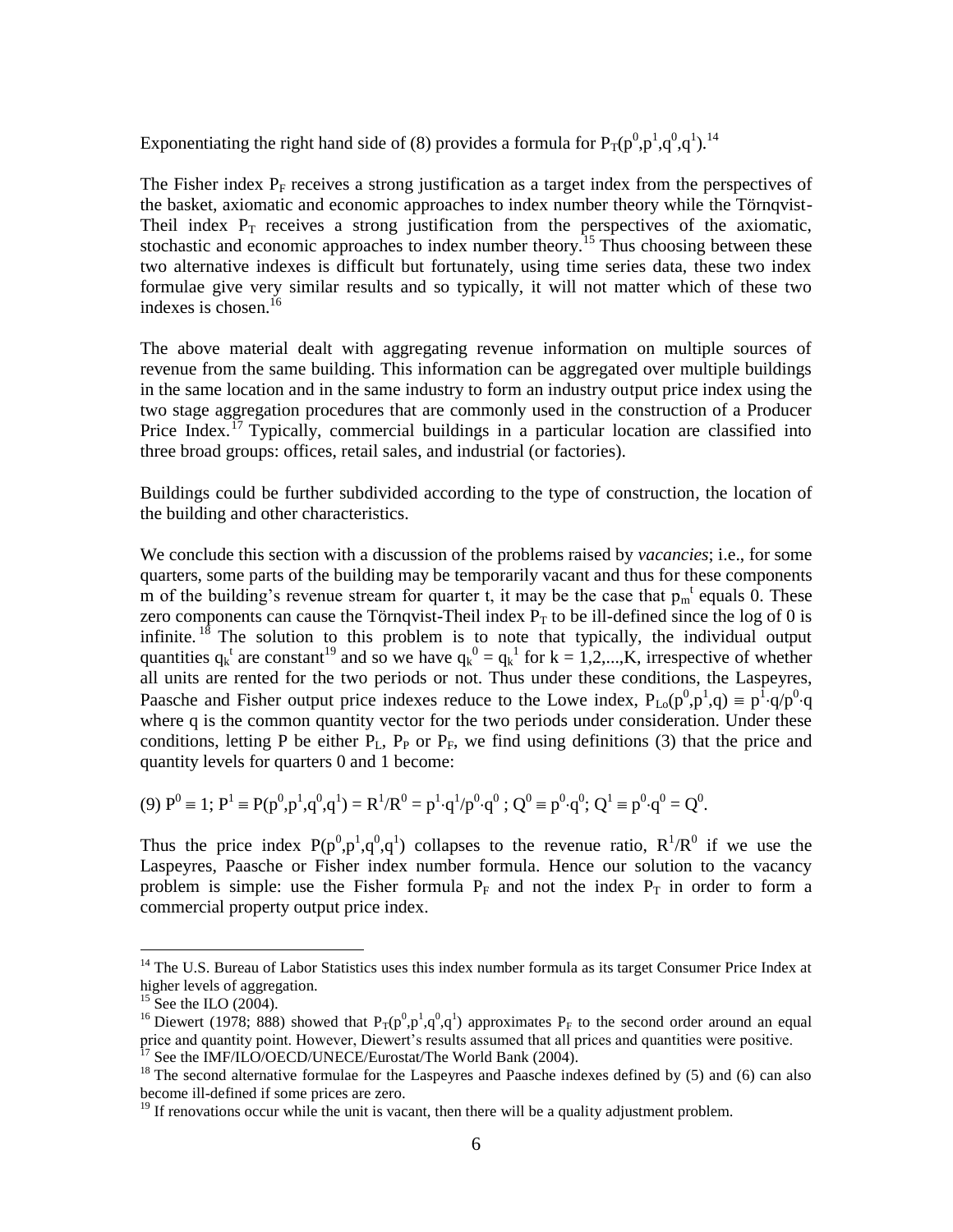Exponentiating the right hand side of (8) provides a formula for $P_T(p^0,p^1,q^0,q^1)$.[14]

The Fisher index $P_F$ receives a strong justification as a target index from the perspectives of the basket, axiomatic and economic approaches to index number theory while the Törnqvist-Theil index $P_T$ receives a strong justification from the perspectives of the axiomatic, stochastic and economic approaches to index number theory.[15] Thus choosing between these two alternative indexes is difficult but fortunately, using time series data, these two index formulae give very similar results and so typically, it will not matter which of these two indexes is chosen.[16]

The above material dealt with aggregating revenue information on multiple sources of revenue from the same building. This information can be aggregated over multiple buildings in the same location and in the same industry to form an industry output price index using the two stage aggregation procedures that are commonly used in the construction of a Producer Price Index.[17] Typically, commercial buildings in a particular location are classified into three broad groups: offices, retail sales, and industrial (or factories).

Buildings could be further subdivided according to the type of construction, the location of the building and other characteristics.

We conclude this section with a discussion of the problems raised by *vacancies*; i.e., for some quarters, some parts of the building may be temporarily vacant and thus for these components m of the building's revenue stream for quarter t, it may be the case that $p_m^t$ equals 0. These zero components can cause the Törnqvist-Theil index $P_T$ to be ill-defined since the log of 0 is infinite.[18] The solution to this problem is to note that typically, the individual output quantities $q_k^t$ are constant[19] and so we have $q_k^0 = q_k^1$ for $k = 1,2,...,K$, irrespective of whether all units are rented for the two periods or not. Thus under these conditions, the Laspeyres, Paasche and Fisher output price indexes reduce to the Lowe index, $P_{Lo}(p^0,p^1,q) \equiv p^1 \cdot q / p^0 \cdot q$ where q is the common quantity vector for the two periods under consideration. Under these conditions, letting P be either $P_L$, $P_P$ or $P_F$, we find using definitions (3) that the price and quantity levels for quarters 0 and 1 become:

$$(9)\ P^0 \equiv 1;\ P^1 \equiv P(p^0,p^1,q^0,q^1) = R^1/R^0 = p^1 \cdot q^1 / p^0 \cdot q^0\ ;\ Q^0 \equiv p^0 \cdot q^0;\ Q^1 \equiv p^0 \cdot q^0 = Q^0.$$

Thus the price index $P(p^0,p^1,q^0,q^1)$ collapses to the revenue ratio, $R^1/R^0$ if we use the Laspeyres, Paasche or Fisher index number formula. Hence our solution to the vacancy problem is simple: use the Fisher formula $P_F$ and not the index $P_T$ in order to form a commercial property output price index.

---

[14] The U.S. Bureau of Labor Statistics uses this index number formula as its target Consumer Price Index at higher levels of aggregation.

[15] See the ILO (2004).

[16] Diewert (1978; 888) showed that $P_T(p^0,p^1,q^0,q^1)$ approximates $P_F$ to the second order around an equal price and quantity point. However, Diewert's results assumed that all prices and quantities were positive.

[17] See the IMF/ILO/OECD/UNECE/Eurostat/The World Bank (2004).

[18] The second alternative formulae for the Laspeyres and Paasche indexes defined by (5) and (6) can also become ill-defined if some prices are zero.

[19] If renovations occur while the unit is vacant, then there will be a quality adjustment problem.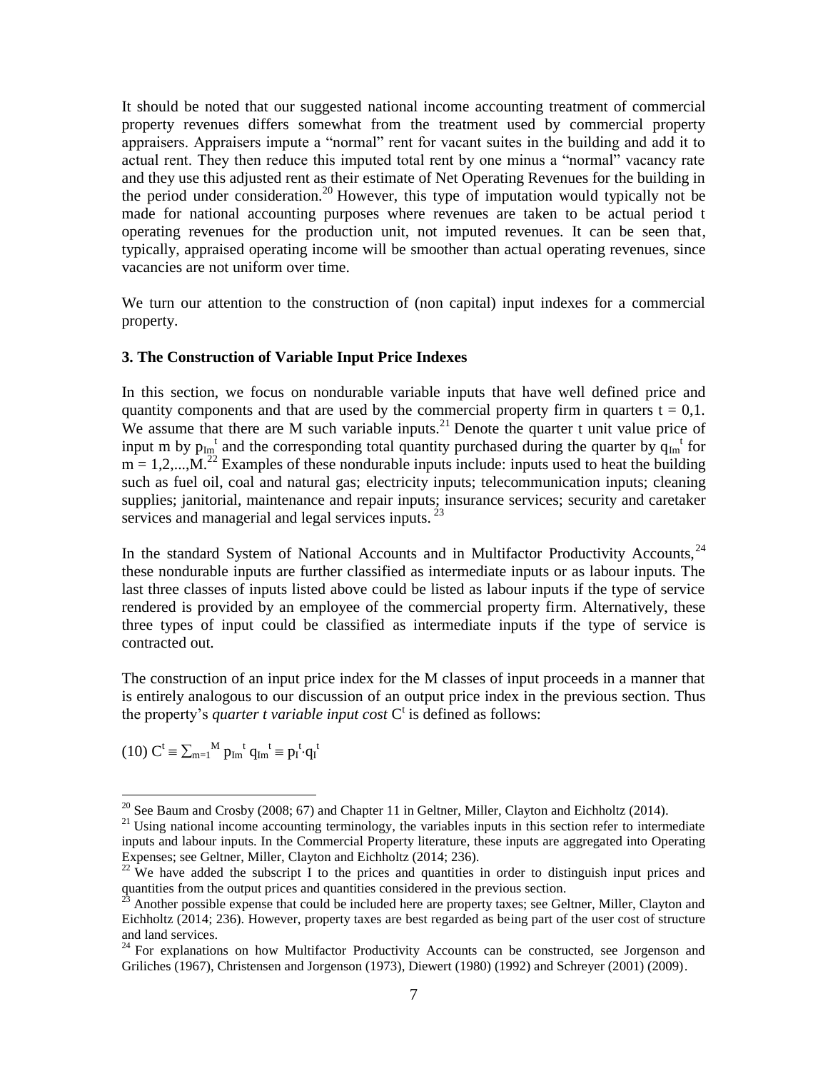It should be noted that our suggested national income accounting treatment of commercial property revenues differs somewhat from the treatment used by commercial property appraisers. Appraisers impute a "normal" rent for vacant suites in the building and add it to actual rent. They then reduce this imputed total rent by one minus a "normal" vacancy rate and they use this adjusted rent as their estimate of Net Operating Revenues for the building in the period under consideration.[20] However, this type of imputation would typically not be made for national accounting purposes where revenues are taken to be actual period t operating revenues for the production unit, not imputed revenues. It can be seen that, typically, appraised operating income will be smoother than actual operating revenues, since vacancies are not uniform over time.

We turn our attention to the construction of (non capital) input indexes for a commercial property.

### 3. The Construction of Variable Input Price Indexes

In this section, we focus on nondurable variable inputs that have well defined price and quantity components and that are used by the commercial property firm in quarters $t = 0,1$. We assume that there are M such variable inputs.[21] Denote the quarter t unit value price of input m by $p_{Im}^t$ and the corresponding total quantity purchased during the quarter by $q_{Im}^t$ for $m = 1,2,...,M$.[22] Examples of these nondurable inputs include: inputs used to heat the building such as fuel oil, coal and natural gas; electricity inputs; telecommunication inputs; cleaning supplies; janitorial, maintenance and repair inputs; insurance services; security and caretaker services and managerial and legal services inputs.[23]

In the standard System of National Accounts and in Multifactor Productivity Accounts,[24] these nondurable inputs are further classified as intermediate inputs or as labour inputs. The last three classes of inputs listed above could be listed as labour inputs if the type of service rendered is provided by an employee of the commercial property firm. Alternatively, these three types of input could be classified as intermediate inputs if the type of service is contracted out.

The construction of an input price index for the M classes of input proceeds in a manner that is entirely analogous to our discussion of an output price index in the previous section. Thus the property's *quarter t variable input cost* $C^t$ is defined as follows:

$$(10)\ C^t \equiv \sum_{m=1}^{M} p_{Im}^t\, q_{Im}^t \equiv p_I^t \cdot q_I^t$$

---

[20] See Baum and Crosby (2008; 67) and Chapter 11 in Geltner, Miller, Clayton and Eichholtz (2014).

[21] Using national income accounting terminology, the variables inputs in this section refer to intermediate inputs and labour inputs. In the Commercial Property literature, these inputs are aggregated into Operating Expenses; see Geltner, Miller, Clayton and Eichholtz (2014; 236).

[22] We have added the subscript I to the prices and quantities in order to distinguish input prices and quantities from the output prices and quantities considered in the previous section.

[23] Another possible expense that could be included here are property taxes; see Geltner, Miller, Clayton and Eichholtz (2014; 236). However, property taxes are best regarded as being part of the user cost of structure and land services.

[24] For explanations on how Multifactor Productivity Accounts can be constructed, see Jorgenson and Griliches (1967), Christensen and Jorgenson (1973), Diewert (1980) (1992) and Schreyer (2001) (2009).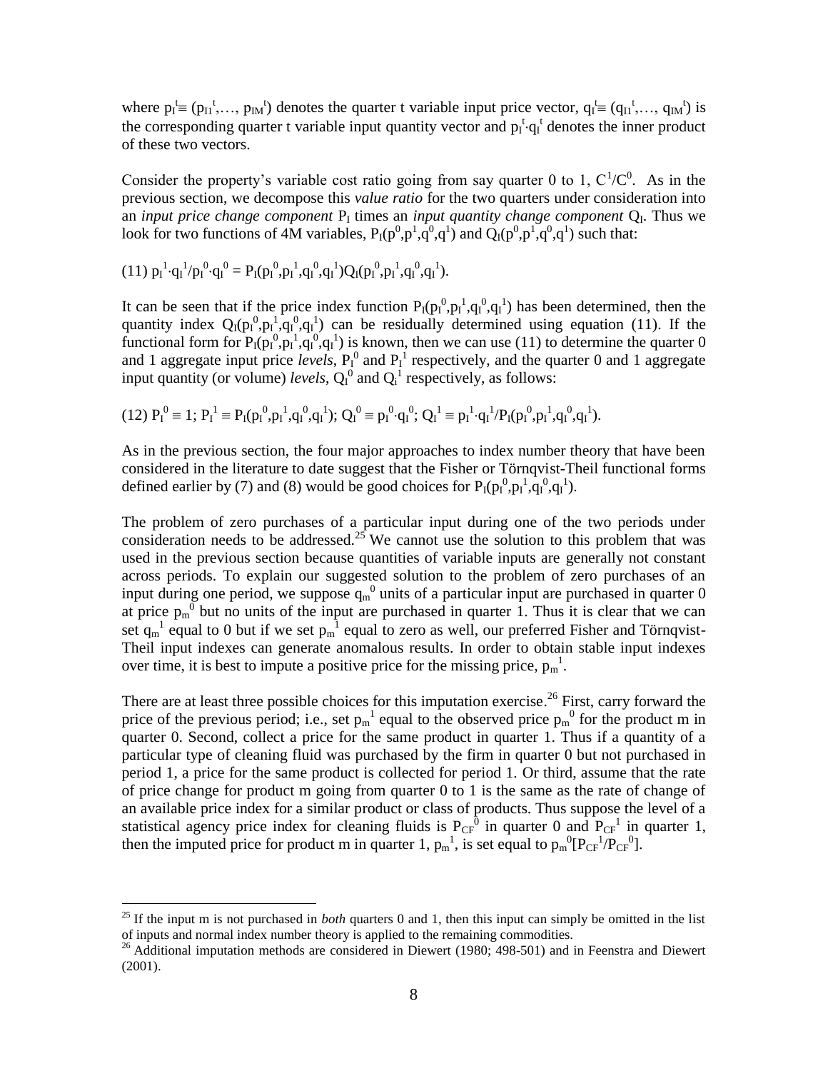where $p_I^t \equiv (p_{I1}^t,\ldots, p_{IM}^t)$ denotes the quarter t variable input price vector, $q_I^t \equiv (q_{I1}^t,\ldots, q_{IM}^t)$ is the corresponding quarter t variable input quantity vector and $p_I^t \cdot q_I^t$ denotes the inner product of these two vectors.

Consider the property's variable cost ratio going from say quarter 0 to 1, $C^1/C^0$. As in the previous section, we decompose this *value ratio* for the two quarters under consideration into an *input price change component* $P_I$ times an *input quantity change component* $Q_I$. Thus we look for two functions of 4M variables, $P_I(p^0,p^1,q^0,q^1)$ and $Q_I(p^0,p^1,q^0,q^1)$ such that:

$$(11)\ p_I^1 \cdot q_I^1 / p_I^0 \cdot q_I^0 = P_I(p_I^0,p_I^1,q_I^0,q_I^1) Q_I(p_I^0,p_I^1,q_I^0,q_I^1).$$

It can be seen that if the price index function $P_I(p_I^0,p_I^1,q_I^0,q_I^1)$ has been determined, then the quantity index $Q_I(p_I^0,p_I^1,q_I^0,q_I^1)$ can be residually determined using equation (11). If the functional form for $P_I(p_I^0,p_I^1,q_I^0,q_I^1)$ is known, then we can use (11) to determine the quarter 0 and 1 aggregate input price *levels*, $P_I^0$ and $P_I^1$ respectively, and the quarter 0 and 1 aggregate input quantity (or volume) *levels*, $Q_I^0$ and $Q_i^1$ respectively, as follows:

$$(12)\ P_I^0 \equiv 1;\ P_I^1 \equiv P_I(p_I^0,p_I^1,q_I^0,q_I^1);\ Q_I^0 \equiv p_I^0 \cdot q_I^0;\ Q_I^1 \equiv p_I^1 \cdot q_I^1 / P_I(p_I^0,p_I^1,q_I^0,q_I^1).$$

As in the previous section, the four major approaches to index number theory that have been considered in the literature to date suggest that the Fisher or Törnqvist-Theil functional forms defined earlier by (7) and (8) would be good choices for $P_I(p_I^0,p_I^1,q_I^0,q_I^1)$.

The problem of zero purchases of a particular input during one of the two periods under consideration needs to be addressed.[25] We cannot use the solution to this problem that was used in the previous section because quantities of variable inputs are generally not constant across periods. To explain our suggested solution to the problem of zero purchases of an input during one period, we suppose $q_m^0$ units of a particular input are purchased in quarter 0 at price $p_m^0$ but no units of the input are purchased in quarter 1. Thus it is clear that we can set $q_m^1$ equal to 0 but if we set $p_m^1$ equal to zero as well, our preferred Fisher and Törnqvist-Theil input indexes can generate anomalous results. In order to obtain stable input indexes over time, it is best to impute a positive price for the missing price, $p_m^1$.

There are at least three possible choices for this imputation exercise.[26] First, carry forward the price of the previous period; i.e., set $p_m^1$ equal to the observed price $p_m^0$ for the product m in quarter 0. Second, collect a price for the same product in quarter 1. Thus if a quantity of a particular type of cleaning fluid was purchased by the firm in quarter 0 but not purchased in period 1, a price for the same product is collected for period 1. Or third, assume that the rate of price change for product m going from quarter 0 to 1 is the same as the rate of change of an available price index for a similar product or class of products. Thus suppose the level of a statistical agency price index for cleaning fluids is $P_{CF}^0$ in quarter 0 and $P_{CF}^1$ in quarter 1, then the imputed price for product m in quarter 1, $p_m^1$, is set equal to $p_m^0[P_{CF}^1/P_{CF}^0]$.

[25] If the input m is not purchased in *both* quarters 0 and 1, then this input can simply be omitted in the list of inputs and normal index number theory is applied to the remaining commodities.

[26] Additional imputation methods are considered in Diewert (1980; 498-501) and in Feenstra and Diewert (2001).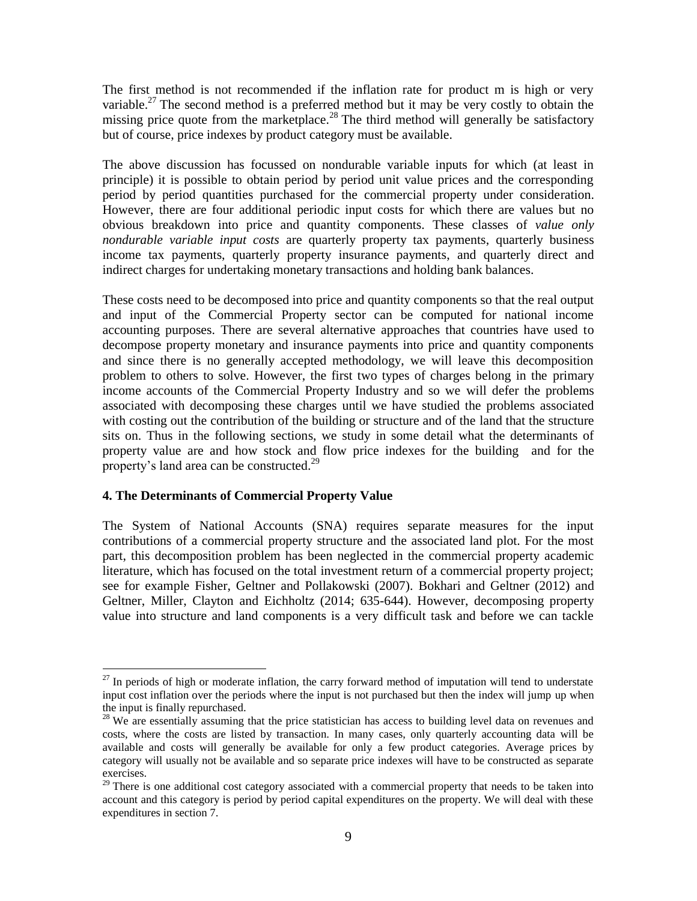The first method is not recommended if the inflation rate for product m is high or very variable.[27] The second method is a preferred method but it may be very costly to obtain the missing price quote from the marketplace.[28] The third method will generally be satisfactory but of course, price indexes by product category must be available.

The above discussion has focussed on nondurable variable inputs for which (at least in principle) it is possible to obtain period by period unit value prices and the corresponding period by period quantities purchased for the commercial property under consideration. However, there are four additional periodic input costs for which there are values but no obvious breakdown into price and quantity components. These classes of *value only nondurable variable input costs* are quarterly property tax payments, quarterly business income tax payments, quarterly property insurance payments, and quarterly direct and indirect charges for undertaking monetary transactions and holding bank balances.

These costs need to be decomposed into price and quantity components so that the real output and input of the Commercial Property sector can be computed for national income accounting purposes. There are several alternative approaches that countries have used to decompose property monetary and insurance payments into price and quantity components and since there is no generally accepted methodology, we will leave this decomposition problem to others to solve. However, the first two types of charges belong in the primary income accounts of the Commercial Property Industry and so we will defer the problems associated with decomposing these charges until we have studied the problems associated with costing out the contribution of the building or structure and of the land that the structure sits on. Thus in the following sections, we study in some detail what the determinants of property value are and how stock and flow price indexes for the building and for the property's land area can be constructed.[29]

## 4. The Determinants of Commercial Property Value

The System of National Accounts (SNA) requires separate measures for the input contributions of a commercial property structure and the associated land plot. For the most part, this decomposition problem has been neglected in the commercial property academic literature, which has focused on the total investment return of a commercial property project; see for example Fisher, Geltner and Pollakowski (2007). Bokhari and Geltner (2012) and Geltner, Miller, Clayton and Eichholtz (2014; 635-644). However, decomposing property value into structure and land components is a very difficult task and before we can tackle

---

[27] In periods of high or moderate inflation, the carry forward method of imputation will tend to understate input cost inflation over the periods where the input is not purchased but then the index will jump up when the input is finally repurchased.

[28] We are essentially assuming that the price statistician has access to building level data on revenues and costs, where the costs are listed by transaction. In many cases, only quarterly accounting data will be available and costs will generally be available for only a few product categories. Average prices by category will usually not be available and so separate price indexes will have to be constructed as separate exercises.

[29] There is one additional cost category associated with a commercial property that needs to be taken into account and this category is period by period capital expenditures on the property. We will deal with these expenditures in section 7.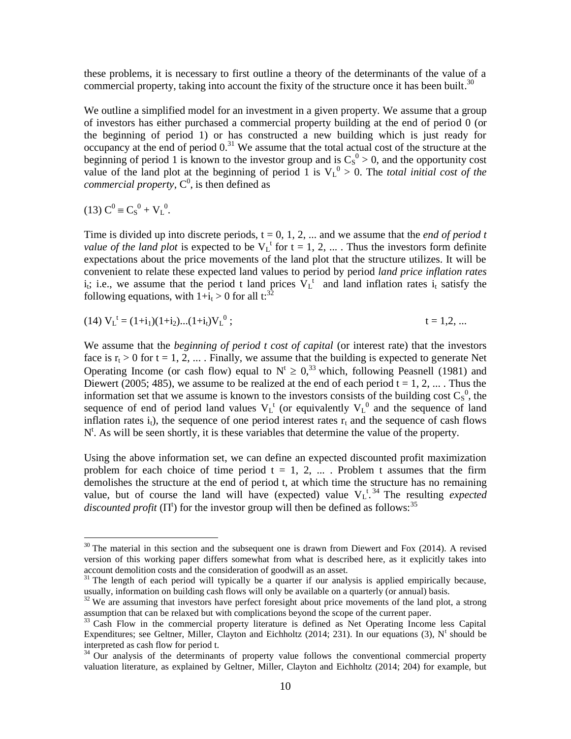these problems, it is necessary to first outline a theory of the determinants of the value of a commercial property, taking into account the fixity of the structure once it has been built.[30]

We outline a simplified model for an investment in a given property. We assume that a group of investors has either purchased a commercial property building at the end of period 0 (or the beginning of period 1) or has constructed a new building which is just ready for occupancy at the end of period 0.[31] We assume that the total actual cost of the structure at the beginning of period 1 is known to the investor group and is $C_S^0 > 0$, and the opportunity cost value of the land plot at the beginning of period 1 is $V_L^0 > 0$. The *total initial cost of the commercial property*, $C^0$, is then defined as

$$(13)\ C^0 \equiv C_S^0 + V_L^0.$$

Time is divided up into discrete periods, $t = 0, 1, 2, ...$ and we assume that the *end of period t value of the land plot* is expected to be $V_L^t$ for $t = 1, 2, ...$ . Thus the investors form definite expectations about the price movements of the land plot that the structure utilizes. It will be convenient to relate these expected land values to period by period *land price inflation rates* $i_t$; i.e., we assume that the period t land prices $V_L^t$ and land inflation rates $i_t$ satisfy the following equations, with $1+i_t > 0$ for all t:[32]

$$(14)\ V_L^t = (1+i_1)(1+i_2)...(1+i_t)V_L^0 \ ; \qquad t = 1,2, ...$$

We assume that the *beginning of period t cost of capital* (or interest rate) that the investors face is $r_t > 0$ for $t = 1, 2, ...$ . Finally, we assume that the building is expected to generate Net Operating Income (or cash flow) equal to $N^t \geq 0$,[33] which, following Peasnell (1981) and Diewert (2005; 485), we assume to be realized at the end of each period $t = 1, 2, ...$ . Thus the information set that we assume is known to the investors consists of the building cost $C_S^0$, the sequence of end of period land values $V_L^t$ (or equivalently $V_L^0$ and the sequence of land inflation rates $i_t$), the sequence of one period interest rates $r_t$ and the sequence of cash flows $N^t$. As will be seen shortly, it is these variables that determine the value of the property.

Using the above information set, we can define an expected discounted profit maximization problem for each choice of time period $t = 1, 2, ...$ . Problem t assumes that the firm demolishes the structure at the end of period t, at which time the structure has no remaining value, but of course the land will have (expected) value $V_L^t$.[34] The resulting *expected discounted profit* ($\Pi^t$) for the investor group will then be defined as follows:[35]

---

[30] The material in this section and the subsequent one is drawn from Diewert and Fox (2014). A revised version of this working paper differs somewhat from what is described here, as it explicitly takes into account demolition costs and the consideration of goodwill as an asset.

[31] The length of each period will typically be a quarter if our analysis is applied empirically because, usually, information on building cash flows will only be available on a quarterly (or annual) basis.

[32] We are assuming that investors have perfect foresight about price movements of the land plot, a strong assumption that can be relaxed but with complications beyond the scope of the current paper.

[33] Cash Flow in the commercial property literature is defined as Net Operating Income less Capital Expenditures; see Geltner, Miller, Clayton and Eichholtz (2014; 231). In our equations (3), $N^t$ should be interpreted as cash flow for period t.

[34] Our analysis of the determinants of property value follows the conventional commercial property valuation literature, as explained by Geltner, Miller, Clayton and Eichholtz (2014; 204) for example, but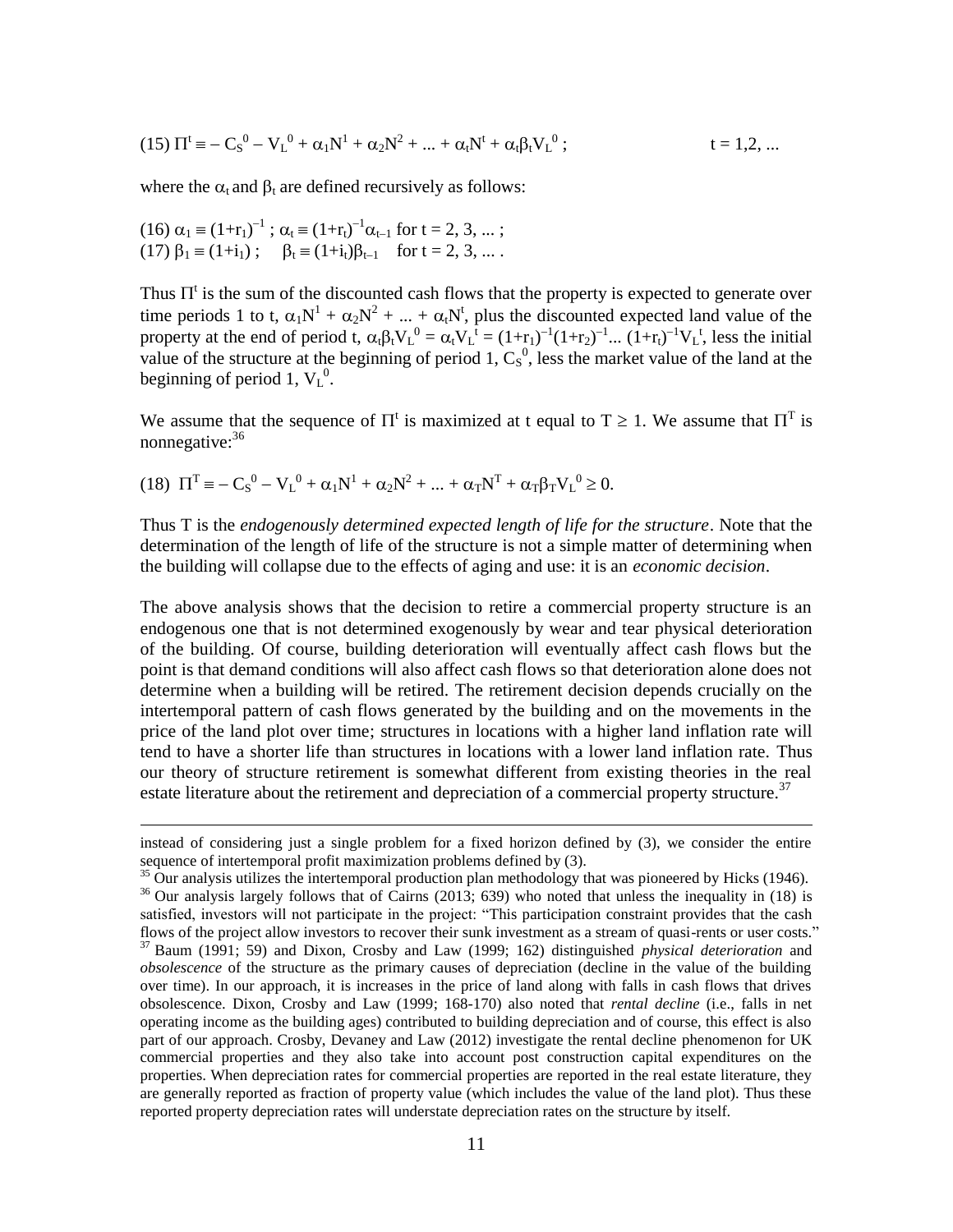$$(15)\ \Pi^t \equiv -C_S^0 - V_L^0 + \alpha_1 N^1 + \alpha_2 N^2 + ... + \alpha_t N^t + \alpha_t \beta_t V_L^0 \ ; \qquad t = 1,2, ...$$

where the $\alpha_t$ and $\beta_t$ are defined recursively as follows:

$$(16)\ \alpha_1 \equiv (1+r_1)^{-1} \ ; \ \alpha_t \equiv (1+r_t)^{-1}\alpha_{t-1} \text{ for } t = 2, 3, ... ;$$
$$(17)\ \beta_1 \equiv (1+i_1) \ ; \quad \beta_t \equiv (1+i_t)\beta_{t-1} \quad \text{for } t = 2, 3, ... .$$

Thus $\Pi^t$ is the sum of the discounted cash flows that the property is expected to generate over time periods 1 to t, $\alpha_1 N^1 + \alpha_2 N^2 + ... + \alpha_t N^t$, plus the discounted expected land value of the property at the end of period t, $\alpha_t \beta_t V_L^0 = \alpha_t V_L^t = (1+r_1)^{-1}(1+r_2)^{-1}... (1+r_t)^{-1}V_L^t$, less the initial value of the structure at the beginning of period 1, $C_S^0$, less the market value of the land at the beginning of period 1, $V_L^0$.

We assume that the sequence of $\Pi^t$ is maximized at t equal to $T \geq 1$. We assume that $\Pi^T$ is nonnegative:[36]

$$(18)\ \ \Pi^T \equiv -C_S^0 - V_L^0 + \alpha_1 N^1 + \alpha_2 N^2 + ... + \alpha_T N^T + \alpha_T \beta_T V_L^0 \geq 0.$$

Thus T is the *endogenously determined expected length of life for the structure*. Note that the determination of the length of life of the structure is not a simple matter of determining when the building will collapse due to the effects of aging and use: it is an *economic decision*.

The above analysis shows that the decision to retire a commercial property structure is an endogenous one that is not determined exogenously by wear and tear physical deterioration of the building. Of course, building deterioration will eventually affect cash flows but the point is that demand conditions will also affect cash flows so that deterioration alone does not determine when a building will be retired. The retirement decision depends crucially on the intertemporal pattern of cash flows generated by the building and on the movements in the price of the land plot over time; structures in locations with a higher land inflation rate will tend to have a shorter life than structures in locations with a lower land inflation rate. Thus our theory of structure retirement is somewhat different from existing theories in the real estate literature about the retirement and depreciation of a commercial property structure.[37]

---

instead of considering just a single problem for a fixed horizon defined by (3), we consider the entire sequence of intertemporal profit maximization problems defined by (3).

[35] Our analysis utilizes the intertemporal production plan methodology that was pioneered by Hicks (1946).

[36] Our analysis largely follows that of Cairns (2013; 639) who noted that unless the inequality in (18) is satisfied, investors will not participate in the project: "This participation constraint provides that the cash flows of the project allow investors to recover their sunk investment as a stream of quasi-rents or user costs."

[37] Baum (1991; 59) and Dixon, Crosby and Law (1999; 162) distinguished *physical deterioration* and *obsolescence* of the structure as the primary causes of depreciation (decline in the value of the building over time). In our approach, it is increases in the price of land along with falls in cash flows that drives obsolescence. Dixon, Crosby and Law (1999; 168-170) also noted that *rental decline* (i.e., falls in net operating income as the building ages) contributed to building depreciation and of course, this effect is also part of our approach. Crosby, Devaney and Law (2012) investigate the rental decline phenomenon for UK commercial properties and they also take into account post construction capital expenditures on the properties. When depreciation rates for commercial properties are reported in the real estate literature, they are generally reported as fraction of property value (which includes the value of the land plot). Thus these reported property depreciation rates will understate depreciation rates on the structure by itself.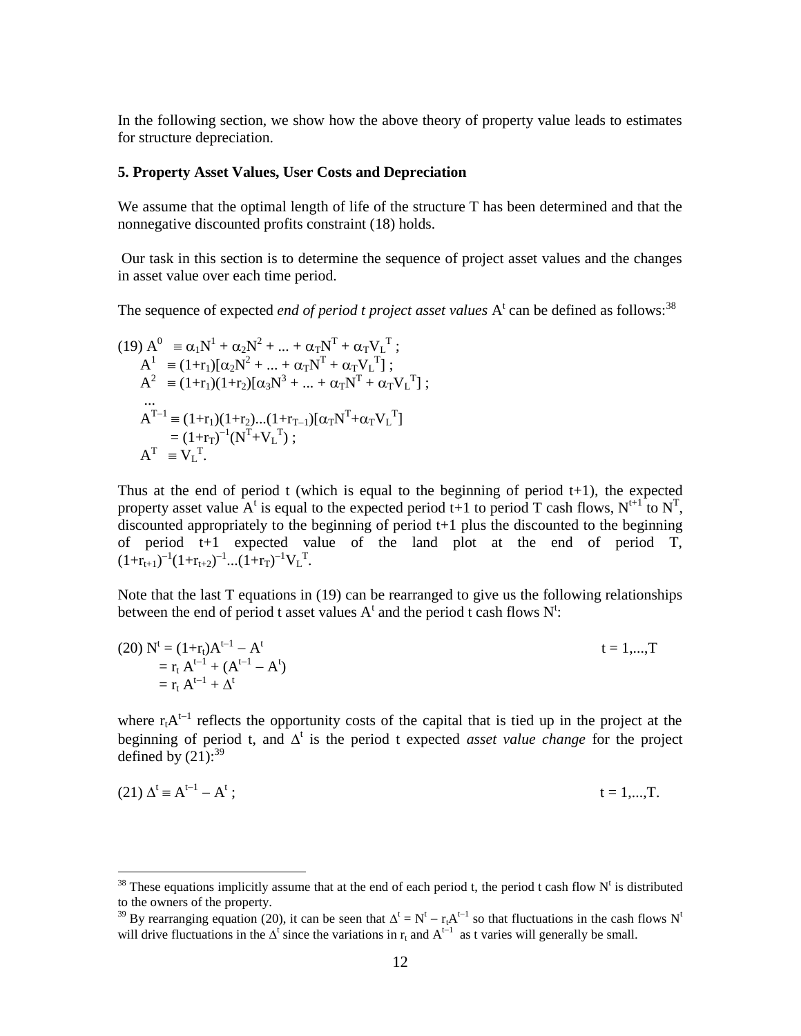In the following section, we show how the above theory of property value leads to estimates for structure depreciation.

**5. Property Asset Values, User Costs and Depreciation**

We assume that the optimal length of life of the structure T has been determined and that the nonnegative discounted profits constraint (18) holds.

Our task in this section is to determine the sequence of project asset values and the changes in asset value over each time period.

The sequence of expected *end of period t project asset values* $A^t$ can be defined as follows:[38]

$$
\begin{aligned}
(19)\; A^0 &\equiv \alpha_1 N^1 + \alpha_2 N^2 + ... + \alpha_T N^T + \alpha_T V_L{}^T ; \\
A^1 &\equiv (1+r_1)[\alpha_2 N^2 + ... + \alpha_T N^T + \alpha_T V_L{}^T] ; \\
A^2 &\equiv (1+r_1)(1+r_2)[\alpha_3 N^3 + ... + \alpha_T N^T + \alpha_T V_L{}^T] ; \\
&... \\
A^{T-1} &\equiv (1+r_1)(1+r_2)...(1+r_{T-1})[\alpha_T N^T + \alpha_T V_L{}^T] \\
&= (1+r_T)^{-1}(N^T + V_L{}^T) ; \\
A^T &\equiv V_L{}^T.
\end{aligned}
$$

Thus at the end of period t (which is equal to the beginning of period t+1), the expected property asset value $A^t$ is equal to the expected period t+1 to period T cash flows, $N^{t+1}$ to $N^T$, discounted appropriately to the beginning of period t+1 plus the discounted to the beginning of period t+1 expected value of the land plot at the end of period T, $(1+r_{t+1})^{-1}(1+r_{t+2})^{-1}...(1+r_T)^{-1}V_L{}^T$.

Note that the last T equations in (19) can be rearranged to give us the following relationships between the end of period t asset values $A^t$ and the period t cash flows $N^t$:

$$
\begin{aligned}
(20)\; N^t &= (1+r_t)A^{t-1} - A^t \qquad\qquad t = 1,...,T \\
&= r_t A^{t-1} + (A^{t-1} - A^t) \\
&= r_t A^{t-1} + \Delta^t
\end{aligned}
$$

where $r_t A^{t-1}$ reflects the opportunity costs of the capital that is tied up in the project at the beginning of period t, and $\Delta^t$ is the period t expected *asset value change* for the project defined by (21):[39]

$$
(21)\; \Delta^t \equiv A^{t-1} - A^t ; \qquad\qquad t = 1,...,T.
$$

[38] These equations implicitly assume that at the end of each period t, the period t cash flow $N^t$ is distributed to the owners of the property.

[39] By rearranging equation (20), it can be seen that $\Delta^t = N^t - r_t A^{t-1}$ so that fluctuations in the cash flows $N^t$ will drive fluctuations in the $\Delta^t$ since the variations in $r_t$ and $A^{t-1}$ as t varies will generally be small.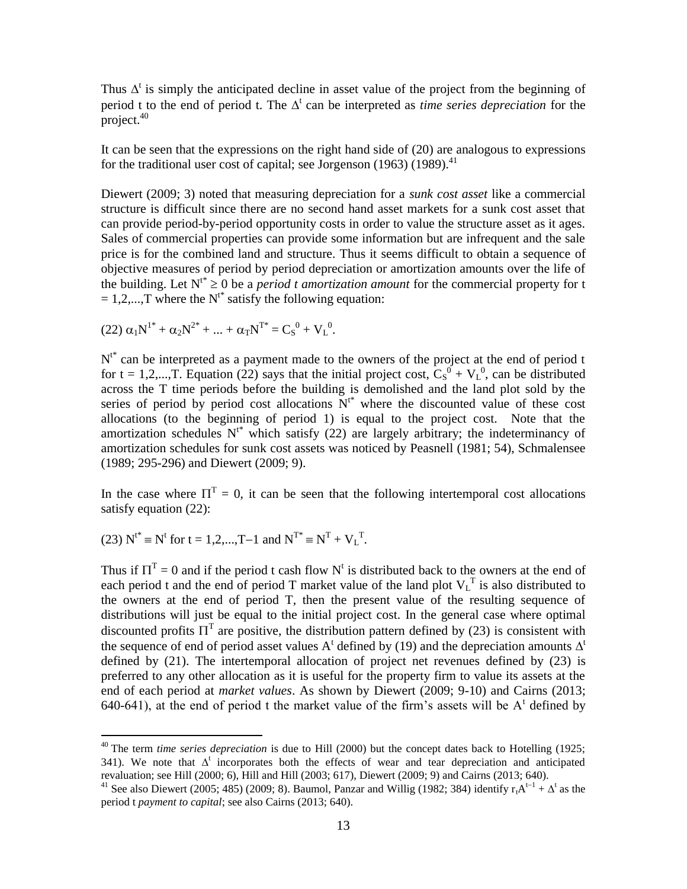Thus $\Delta^t$ is simply the anticipated decline in asset value of the project from the beginning of period t to the end of period t. The $\Delta^t$ can be interpreted as *time series depreciation* for the project.[40]

It can be seen that the expressions on the right hand side of (20) are analogous to expressions for the traditional user cost of capital; see Jorgenson (1963) (1989).[41]

Diewert (2009; 3) noted that measuring depreciation for a *sunk cost asset* like a commercial structure is difficult since there are no second hand asset markets for a sunk cost asset that can provide period-by-period opportunity costs in order to value the structure asset as it ages. Sales of commercial properties can provide some information but are infrequent and the sale price is for the combined land and structure. Thus it seems difficult to obtain a sequence of objective measures of period by period depreciation or amortization amounts over the life of the building. Let $N^{t*} \geq 0$ be a *period t amortization amount* for the commercial property for t = 1,2,...,T where the $N^{t*}$ satisfy the following equation:

$$(22)\ \alpha_1 N^{1*} + \alpha_2 N^{2*} + ... + \alpha_T N^{T*} = C_S^{\,0} + V_L^{\,0}.$$

$N^{t*}$ can be interpreted as a payment made to the owners of the project at the end of period t for t = 1,2,...,T. Equation (22) says that the initial project cost, $C_S^{\,0} + V_L^{\,0}$, can be distributed across the T time periods before the building is demolished and the land plot sold by the series of period by period cost allocations $N^{t*}$ where the discounted value of these cost allocations (to the beginning of period 1) is equal to the project cost. Note that the amortization schedules $N^{t*}$ which satisfy (22) are largely arbitrary; the indeterminancy of amortization schedules for sunk cost assets was noticed by Peasnell (1981; 54), Schmalensee (1989; 295-296) and Diewert (2009; 9).

In the case where $\Pi^T = 0$, it can be seen that the following intertemporal cost allocations satisfy equation (22):

$$(23)\ N^{t*} \equiv N^t \text{ for } t = 1,2,...,T-1 \text{ and } N^{T*} \equiv N^T + V_L^{\,T}.$$

Thus if $\Pi^T = 0$ and if the period t cash flow $N^t$ is distributed back to the owners at the end of each period t and the end of period T market value of the land plot $V_L^{\,T}$ is also distributed to the owners at the end of period T, then the present value of the resulting sequence of distributions will just be equal to the initial project cost. In the general case where optimal discounted profits $\Pi^T$ are positive, the distribution pattern defined by (23) is consistent with the sequence of end of period asset values $A^t$ defined by (19) and the depreciation amounts $\Delta^t$ defined by (21). The intertemporal allocation of project net revenues defined by (23) is preferred to any other allocation as it is useful for the property firm to value its assets at the end of each period at *market values*. As shown by Diewert (2009; 9-10) and Cairns (2013; 640-641), at the end of period t the market value of the firm's assets will be $A^t$ defined by

---

[40] The term *time series depreciation* is due to Hill (2000) but the concept dates back to Hotelling (1925; 341). We note that $\Delta^t$ incorporates both the effects of wear and tear depreciation and anticipated revaluation; see Hill (2000; 6), Hill and Hill (2003; 617), Diewert (2009; 9) and Cairns (2013; 640).

[41] See also Diewert (2005; 485) (2009; 8). Baumol, Panzar and Willig (1982; 384) identify $r_t A^{t-1} + \Delta^t$ as the period t *payment to capital*; see also Cairns (2013; 640).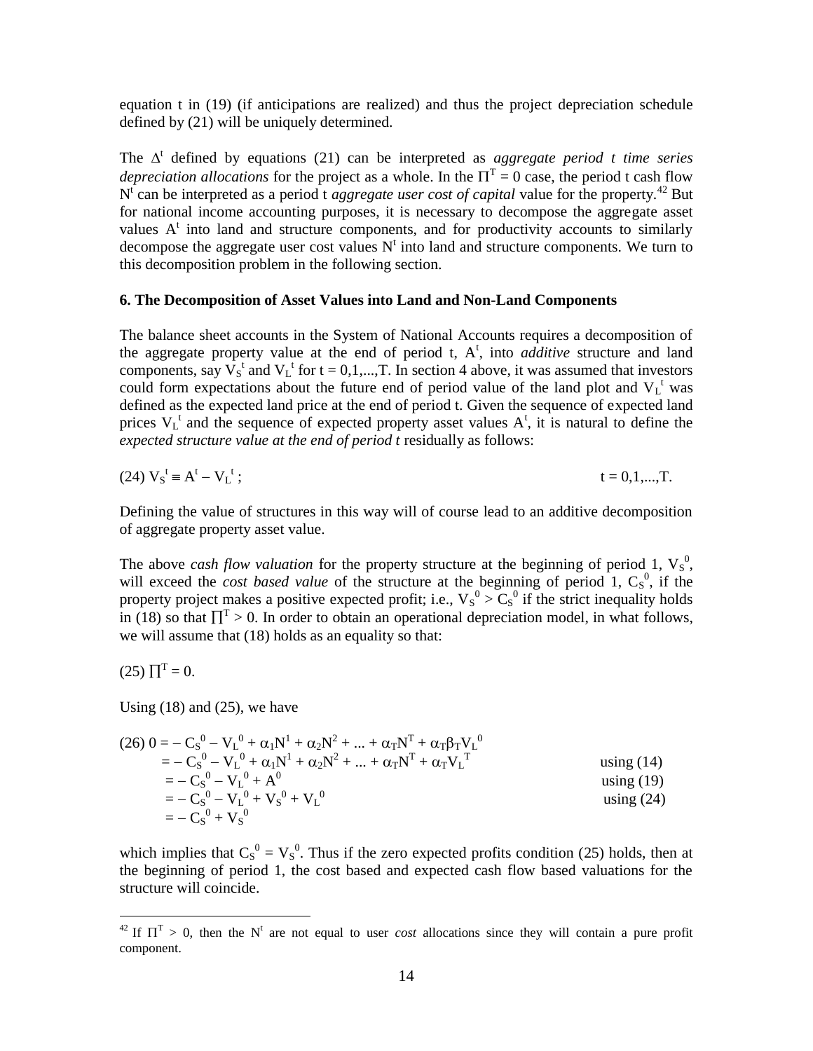equation t in (19) (if anticipations are realized) and thus the project depreciation schedule defined by (21) will be uniquely determined.

The $\Delta^t$ defined by equations (21) can be interpreted as *aggregate period t time series depreciation allocations* for the project as a whole. In the $\Pi^T = 0$ case, the period t cash flow $N^t$ can be interpreted as a period t *aggregate user cost of capital* value for the property.[42] But for national income accounting purposes, it is necessary to decompose the aggregate asset values $A^t$ into land and structure components, and for productivity accounts to similarly decompose the aggregate user cost values $N^t$ into land and structure components. We turn to this decomposition problem in the following section.

### 6. The Decomposition of Asset Values into Land and Non-Land Components

The balance sheet accounts in the System of National Accounts requires a decomposition of the aggregate property value at the end of period t, $A^t$, into *additive* structure and land components, say $V_S^t$ and $V_L^t$ for t = 0,1,...,T. In section 4 above, it was assumed that investors could form expectations about the future end of period value of the land plot and $V_L^t$ was defined as the expected land price at the end of period t. Given the sequence of expected land prices $V_L^t$ and the sequence of expected property asset values $A^t$, it is natural to define the *expected structure value at the end of period t* residually as follows:

$$(24)\ V_S^t \equiv A^t - V_L^t\,; \qquad\qquad t = 0,1,...,T.$$

Defining the value of structures in this way will of course lead to an additive decomposition of aggregate property asset value.

The above *cash flow valuation* for the property structure at the beginning of period 1, $V_S^0$, will exceed the *cost based value* of the structure at the beginning of period 1, $C_S^0$, if the property project makes a positive expected profit; i.e., $V_S^0 > C_S^0$ if the strict inequality holds in (18) so that $\Pi^T > 0$. In order to obtain an operational depreciation model, in what follows, we will assume that (18) holds as an equality so that:

$$(25)\ \Pi^T = 0.$$

Using (18) and (25), we have

$$
\begin{aligned}
(26)\ 0 &= -\,C_S^0 - V_L^0 + \alpha_1 N^1 + \alpha_2 N^2 + ... + \alpha_T N^T + \alpha_T \beta_T V_L^0 && \\
&= -\,C_S^0 - V_L^0 + \alpha_1 N^1 + \alpha_2 N^2 + ... + \alpha_T N^T + \alpha_T V_L^T && \text{using (14)} \\
&= -\,C_S^0 - V_L^0 + A^0 && \text{using (19)} \\
&= -\,C_S^0 - V_L^0 + V_S^0 + V_L^0 && \text{using (24)} \\
&= -\,C_S^0 + V_S^0 &&
\end{aligned}
$$

which implies that $C_S^0 = V_S^0$. Thus if the zero expected profits condition (25) holds, then at the beginning of period 1, the cost based and expected cash flow based valuations for the structure will coincide.

---

[42] If $\Pi^T > 0$, then the $N^t$ are not equal to user *cost* allocations since they will contain a pure profit component.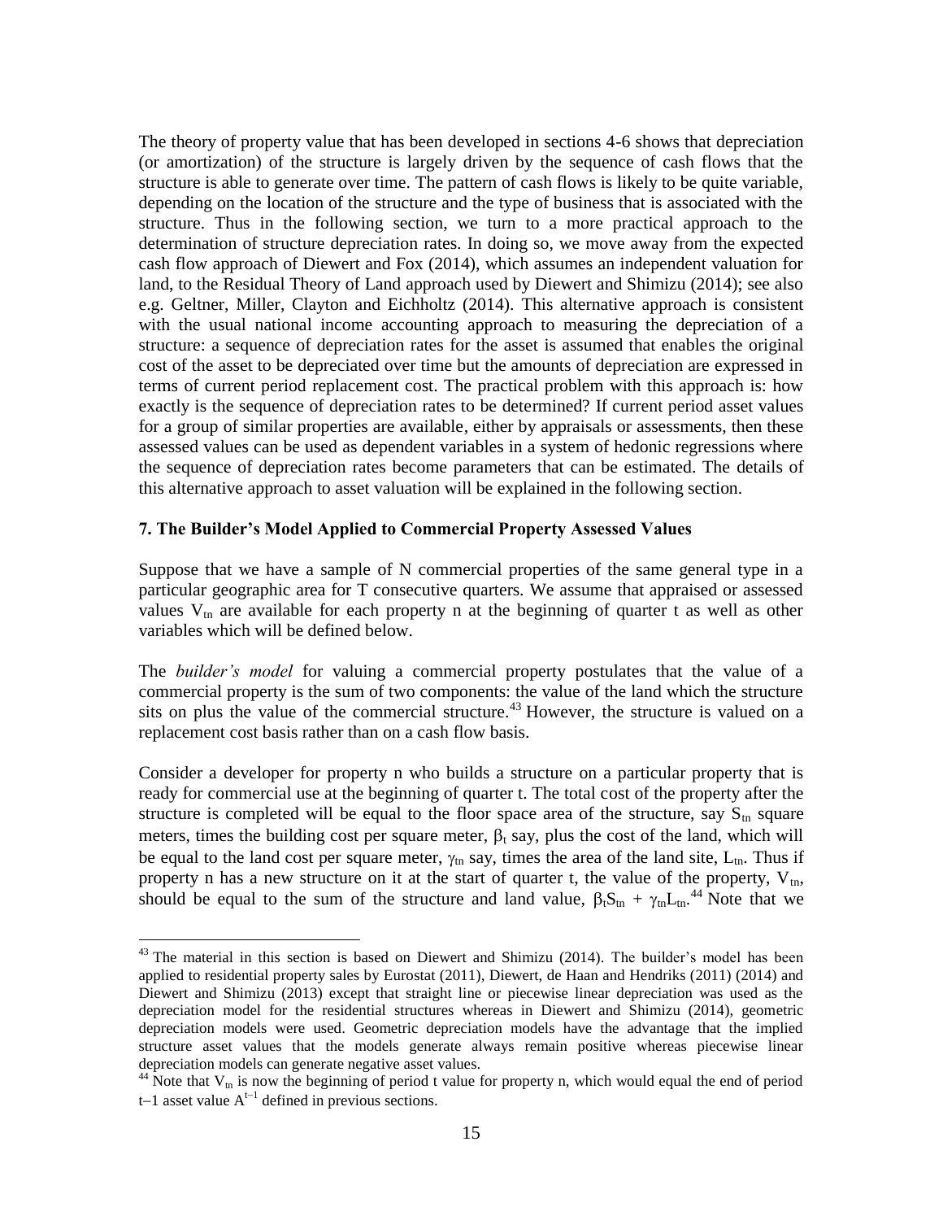The theory of property value that has been developed in sections 4-6 shows that depreciation (or amortization) of the structure is largely driven by the sequence of cash flows that the structure is able to generate over time. The pattern of cash flows is likely to be quite variable, depending on the location of the structure and the type of business that is associated with the structure. Thus in the following section, we turn to a more practical approach to the determination of structure depreciation rates. In doing so, we move away from the expected cash flow approach of Diewert and Fox (2014), which assumes an independent valuation for land, to the Residual Theory of Land approach used by Diewert and Shimizu (2014); see also e.g. Geltner, Miller, Clayton and Eichholtz (2014). This alternative approach is consistent with the usual national income accounting approach to measuring the depreciation of a structure: a sequence of depreciation rates for the asset is assumed that enables the original cost of the asset to be depreciated over time but the amounts of depreciation are expressed in terms of current period replacement cost. The practical problem with this approach is: how exactly is the sequence of depreciation rates to be determined? If current period asset values for a group of similar properties are available, either by appraisals or assessments, then these assessed values can be used as dependent variables in a system of hedonic regressions where the sequence of depreciation rates become parameters that can be estimated. The details of this alternative approach to asset valuation will be explained in the following section.

## 7. The Builder's Model Applied to Commercial Property Assessed Values

Suppose that we have a sample of N commercial properties of the same general type in a particular geographic area for T consecutive quarters. We assume that appraised or assessed values $V_{tn}$ are available for each property n at the beginning of quarter t as well as other variables which will be defined below.

The *builder's model* for valuing a commercial property postulates that the value of a commercial property is the sum of two components: the value of the land which the structure sits on plus the value of the commercial structure.[43] However, the structure is valued on a replacement cost basis rather than on a cash flow basis.

Consider a developer for property n who builds a structure on a particular property that is ready for commercial use at the beginning of quarter t. The total cost of the property after the structure is completed will be equal to the floor space area of the structure, say $S_{tn}$ square meters, times the building cost per square meter, $\beta_t$ say, plus the cost of the land, which will be equal to the land cost per square meter, $\gamma_{tn}$ say, times the area of the land site, $L_{tn}$. Thus if property n has a new structure on it at the start of quarter t, the value of the property, $V_{tn}$, should be equal to the sum of the structure and land value, $\beta_t S_{tn} + \gamma_{tn} L_{tn}$.[44] Note that we

[43] The material in this section is based on Diewert and Shimizu (2014). The builder's model has been applied to residential property sales by Eurostat (2011), Diewert, de Haan and Hendriks (2011) (2014) and Diewert and Shimizu (2013) except that straight line or piecewise linear depreciation was used as the depreciation model for the residential structures whereas in Diewert and Shimizu (2014), geometric depreciation models were used. Geometric depreciation models have the advantage that the implied structure asset values that the models generate always remain positive whereas piecewise linear depreciation models can generate negative asset values.

[44] Note that $V_{tn}$ is now the beginning of period t value for property n, which would equal the end of period t−1 asset value $A^{t-1}$ defined in previous sections.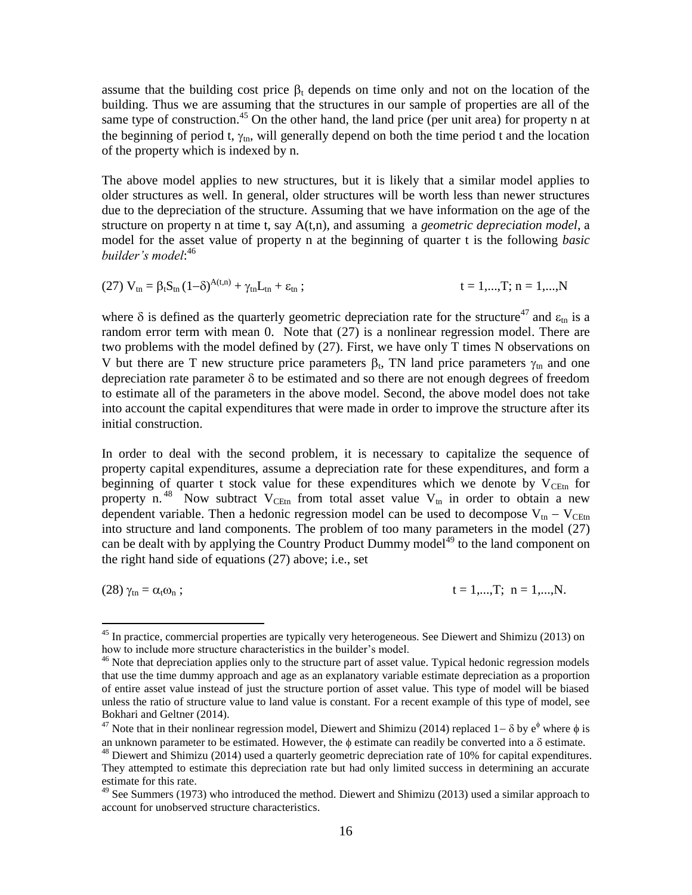assume that the building cost price $\beta_t$ depends on time only and not on the location of the building. Thus we are assuming that the structures in our sample of properties are all of the same type of construction.[45] On the other hand, the land price (per unit area) for property n at the beginning of period t, $\gamma_{tn}$, will generally depend on both the time period t and the location of the property which is indexed by n.

The above model applies to new structures, but it is likely that a similar model applies to older structures as well. In general, older structures will be worth less than newer structures due to the depreciation of the structure. Assuming that we have information on the age of the structure on property n at time t, say A(t,n), and assuming a *geometric depreciation model*, a model for the asset value of property n at the beginning of quarter t is the following *basic builder's model*:[46]

$$(27)\ V_{tn} = \beta_t S_{tn} (1-\delta)^{A(t,n)} + \gamma_{tn} L_{tn} + \varepsilon_{tn}\ ; \qquad t = 1,...,T;\ n = 1,...,N$$

where $\delta$ is defined as the quarterly geometric depreciation rate for the structure[47] and $\varepsilon_{tn}$ is a random error term with mean 0. Note that (27) is a nonlinear regression model. There are two problems with the model defined by (27). First, we have only T times N observations on V but there are T new structure price parameters $\beta_t$, TN land price parameters $\gamma_{tn}$ and one depreciation rate parameter $\delta$ to be estimated and so there are not enough degrees of freedom to estimate all of the parameters in the above model. Second, the above model does not take into account the capital expenditures that were made in order to improve the structure after its initial construction.

In order to deal with the second problem, it is necessary to capitalize the sequence of property capital expenditures, assume a depreciation rate for these expenditures, and form a beginning of quarter t stock value for these expenditures which we denote by $V_{CEtn}$ for property n.[48] Now subtract $V_{CEtn}$ from total asset value $V_{tn}$ in order to obtain a new dependent variable. Then a hedonic regression model can be used to decompose $V_{tn} - V_{CEtn}$ into structure and land components. The problem of too many parameters in the model (27) can be dealt with by applying the Country Product Dummy model[49] to the land component on the right hand side of equations (27) above; i.e., set

$$(28)\ \gamma_{tn} = \alpha_t \omega_n\ ; \qquad t = 1,...,T;\ n = 1,...,N.$$

---

[45] In practice, commercial properties are typically very heterogeneous. See Diewert and Shimizu (2013) on how to include more structure characteristics in the builder's model.

[46] Note that depreciation applies only to the structure part of asset value. Typical hedonic regression models that use the time dummy approach and age as an explanatory variable estimate depreciation as a proportion of entire asset value instead of just the structure portion of asset value. This type of model will be biased unless the ratio of structure value to land value is constant. For a recent example of this type of model, see Bokhari and Geltner (2014).

[47] Note that in their nonlinear regression model, Diewert and Shimizu (2014) replaced $1-\delta$ by $e^{\phi}$ where $\phi$ is an unknown parameter to be estimated. However, the $\phi$ estimate can readily be converted into a $\delta$ estimate.

[48] Diewert and Shimizu (2014) used a quarterly geometric depreciation rate of 10% for capital expenditures. They attempted to estimate this depreciation rate but had only limited success in determining an accurate estimate for this rate.

[49] See Summers (1973) who introduced the method. Diewert and Shimizu (2013) used a similar approach to account for unobserved structure characteristics.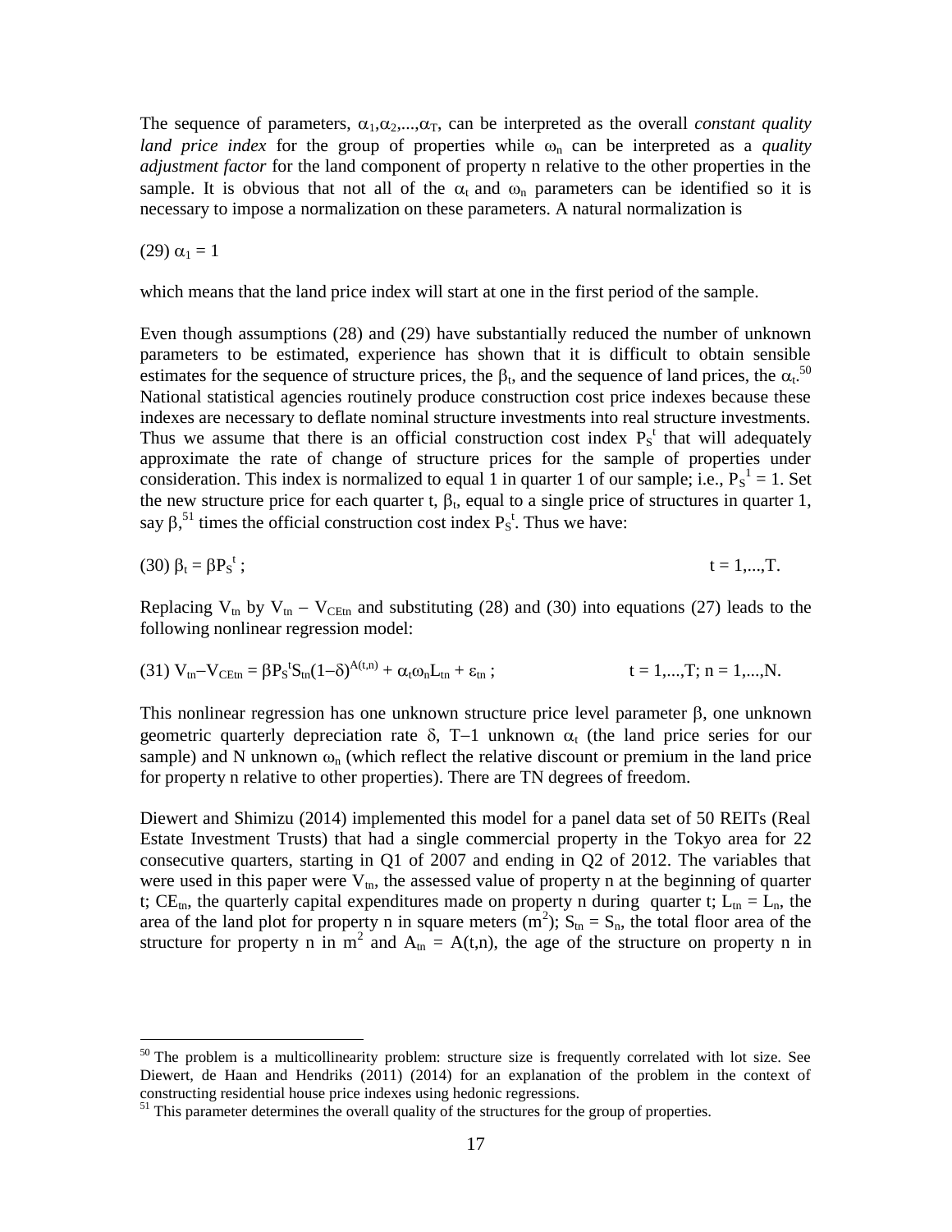The sequence of parameters, $\alpha_1,\alpha_2,...,\alpha_T$, can be interpreted as the overall *constant quality land price index* for the group of properties while $\omega_n$ can be interpreted as a *quality adjustment factor* for the land component of property n relative to the other properties in the sample. It is obvious that not all of the $\alpha_t$ and $\omega_n$ parameters can be identified so it is necessary to impose a normalization on these parameters. A natural normalization is

$$(29)\ \alpha_1 = 1$$

which means that the land price index will start at one in the first period of the sample.

Even though assumptions (28) and (29) have substantially reduced the number of unknown parameters to be estimated, experience has shown that it is difficult to obtain sensible estimates for the sequence of structure prices, the $\beta_t$, and the sequence of land prices, the $\alpha_t$.[50] National statistical agencies routinely produce construction cost price indexes because these indexes are necessary to deflate nominal structure investments into real structure investments. Thus we assume that there is an official construction cost index $P_S{}^t$ that will adequately approximate the rate of change of structure prices for the sample of properties under consideration. This index is normalized to equal 1 in quarter 1 of our sample; i.e., $P_S{}^1 = 1$. Set the new structure price for each quarter t, $\beta_t$, equal to a single price of structures in quarter 1, say $\beta$,[51] times the official construction cost index $P_S{}^t$. Thus we have:

$$(30)\ \beta_t = \beta P_S{}^t\ ; \qquad\qquad t = 1,...,T.$$

Replacing $V_{tn}$ by $V_{tn} - V_{CEtn}$ and substituting (28) and (30) into equations (27) leads to the following nonlinear regression model:

$$(31)\ V_{tn} - V_{CEtn} = \beta P_S{}^t S_{tn}(1-\delta)^{A(t,n)} + \alpha_t\omega_n L_{tn} + \varepsilon_{tn}\ ; \qquad t = 1,...,T;\ n = 1,...,N.$$

This nonlinear regression has one unknown structure price level parameter $\beta$, one unknown geometric quarterly depreciation rate $\delta$, $T-1$ unknown $\alpha_t$ (the land price series for our sample) and N unknown $\omega_n$ (which reflect the relative discount or premium in the land price for property n relative to other properties). There are TN degrees of freedom.

Diewert and Shimizu (2014) implemented this model for a panel data set of 50 REITs (Real Estate Investment Trusts) that had a single commercial property in the Tokyo area for 22 consecutive quarters, starting in Q1 of 2007 and ending in Q2 of 2012. The variables that were used in this paper were $V_{tn}$, the assessed value of property n at the beginning of quarter t; $CE_{tn}$, the quarterly capital expenditures made on property n during quarter t; $L_{tn} = L_n$, the area of the land plot for property n in square meters ($m^2$); $S_{tn} = S_n$, the total floor area of the structure for property n in $m^2$ and $A_{tn} = A(t,n)$, the age of the structure on property n in

---

[50] The problem is a multicollinearity problem: structure size is frequently correlated with lot size. See Diewert, de Haan and Hendriks (2011) (2014) for an explanation of the problem in the context of constructing residential house price indexes using hedonic regressions.

[51] This parameter determines the overall quality of the structures for the group of properties.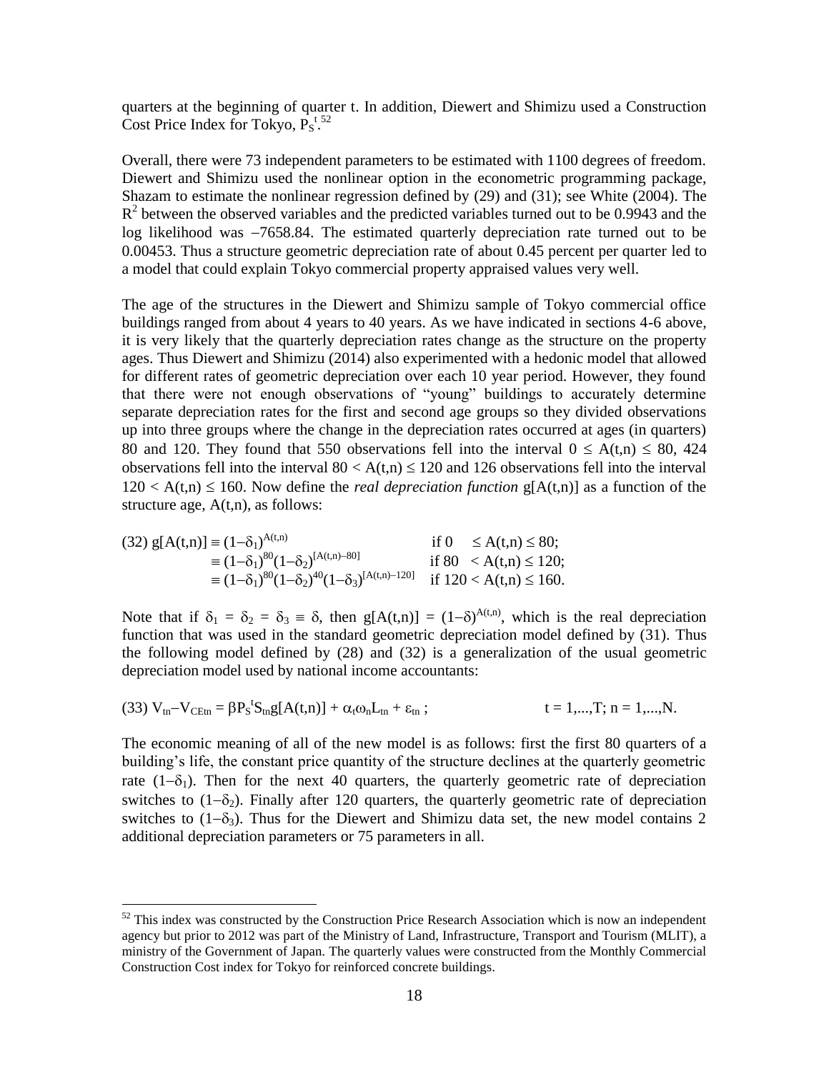quarters at the beginning of quarter t. In addition, Diewert and Shimizu used a Construction Cost Price Index for Tokyo, $P_S^t$.[52]

Overall, there were 73 independent parameters to be estimated with 1100 degrees of freedom. Diewert and Shimizu used the nonlinear option in the econometric programming package, Shazam to estimate the nonlinear regression defined by (29) and (31); see White (2004). The $R^2$ between the observed variables and the predicted variables turned out to be 0.9943 and the log likelihood was −7658.84. The estimated quarterly depreciation rate turned out to be 0.00453. Thus a structure geometric depreciation rate of about 0.45 percent per quarter led to a model that could explain Tokyo commercial property appraised values very well.

The age of the structures in the Diewert and Shimizu sample of Tokyo commercial office buildings ranged from about 4 years to 40 years. As we have indicated in sections 4-6 above, it is very likely that the quarterly depreciation rates change as the structure on the property ages. Thus Diewert and Shimizu (2014) also experimented with a hedonic model that allowed for different rates of geometric depreciation over each 10 year period. However, they found that there were not enough observations of "young" buildings to accurately determine separate depreciation rates for the first and second age groups so they divided observations up into three groups where the change in the depreciation rates occurred at ages (in quarters) 80 and 120. They found that 550 observations fell into the interval $0 \le A(t,n) \le 80$, 424 observations fell into the interval $80 < A(t,n) \le 120$ and 126 observations fell into the interval $120 < A(t,n) \le 160$. Now define the *real depreciation function* $g[A(t,n)]$ as a function of the structure age, $A(t,n)$, as follows:

$$
\begin{aligned}
(32)\ g[A(t,n)] &\equiv (1-\delta_1)^{A(t,n)} && \text{if } 0 \le A(t,n) \le 80; \\
&\equiv (1-\delta_1)^{80}(1-\delta_2)^{[A(t,n)-80]} && \text{if } 80 < A(t,n) \le 120; \\
&\equiv (1-\delta_1)^{80}(1-\delta_2)^{40}(1-\delta_3)^{[A(t,n)-120]} && \text{if } 120 < A(t,n) \le 160.
\end{aligned}
$$

Note that if $\delta_1 = \delta_2 = \delta_3 \equiv \delta$, then $g[A(t,n)] = (1-\delta)^{A(t,n)}$, which is the real depreciation function that was used in the standard geometric depreciation model defined by (31). Thus the following model defined by (28) and (32) is a generalization of the usual geometric depreciation model used by national income accountants:

$$
(33)\ V_{tn}-V_{CEtn} = \beta P_S^t S_{tn} g[A(t,n)] + \alpha_t \omega_n L_{tn} + \varepsilon_{tn}\ ; \qquad t = 1,\ldots,T;\ n = 1,\ldots,N.
$$

The economic meaning of all of the new model is as follows: first the first 80 quarters of a building's life, the constant price quantity of the structure declines at the quarterly geometric rate $(1-\delta_1)$. Then for the next 40 quarters, the quarterly geometric rate of depreciation switches to $(1-\delta_2)$. Finally after 120 quarters, the quarterly geometric rate of depreciation switches to $(1-\delta_3)$. Thus for the Diewert and Shimizu data set, the new model contains 2 additional depreciation parameters or 75 parameters in all.

[52] This index was constructed by the Construction Price Research Association which is now an independent agency but prior to 2012 was part of the Ministry of Land, Infrastructure, Transport and Tourism (MLIT), a ministry of the Government of Japan. The quarterly values were constructed from the Monthly Commercial Construction Cost index for Tokyo for reinforced concrete buildings.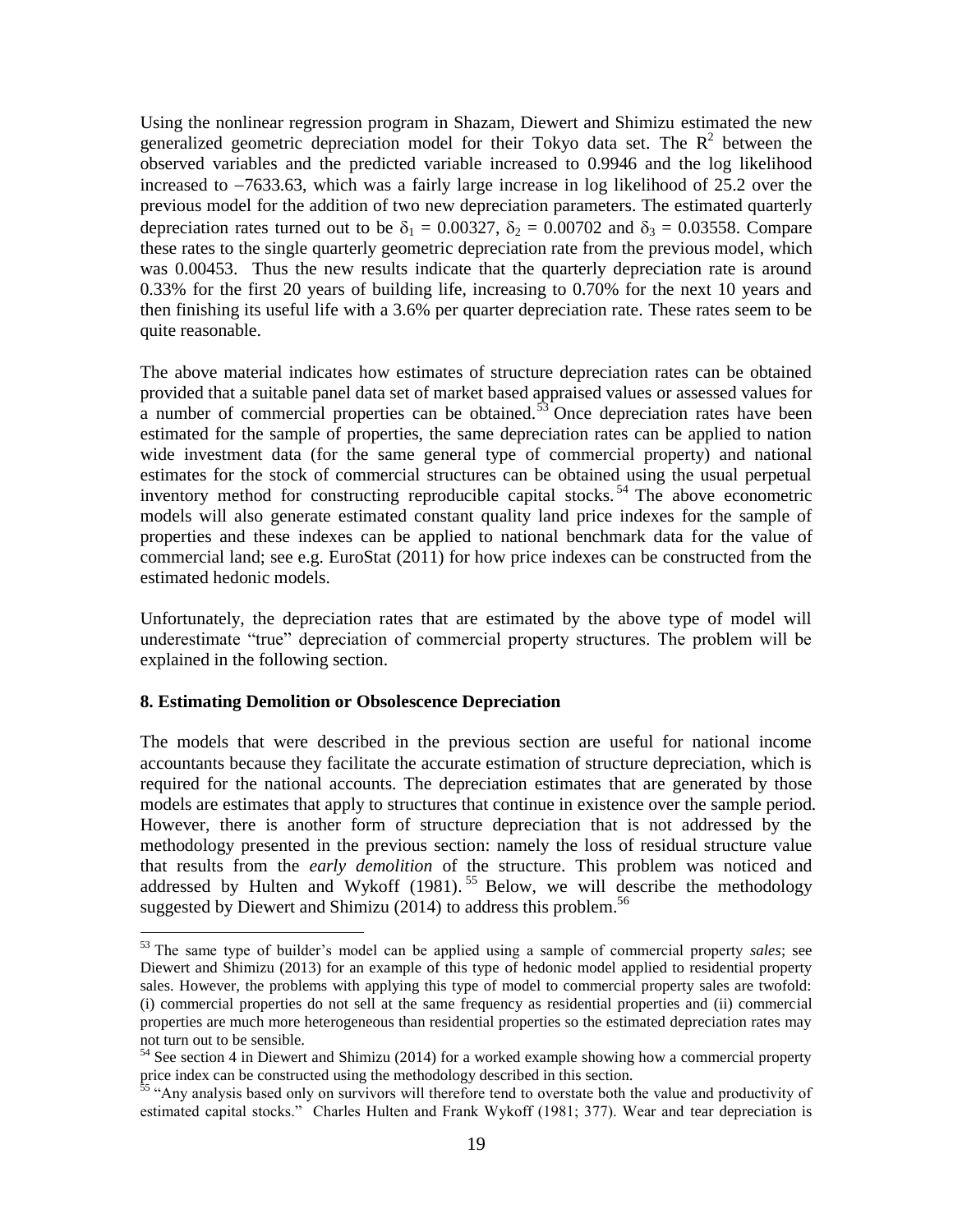Using the nonlinear regression program in Shazam, Diewert and Shimizu estimated the new generalized geometric depreciation model for their Tokyo data set. The $R^2$ between the observed variables and the predicted variable increased to 0.9946 and the log likelihood increased to −7633.63, which was a fairly large increase in log likelihood of 25.2 over the previous model for the addition of two new depreciation parameters. The estimated quarterly depreciation rates turned out to be $\delta_1 = 0.00327$, $\delta_2 = 0.00702$ and $\delta_3 = 0.03558$. Compare these rates to the single quarterly geometric depreciation rate from the previous model, which was 0.00453. Thus the new results indicate that the quarterly depreciation rate is around 0.33% for the first 20 years of building life, increasing to 0.70% for the next 10 years and then finishing its useful life with a 3.6% per quarter depreciation rate. These rates seem to be quite reasonable.

The above material indicates how estimates of structure depreciation rates can be obtained provided that a suitable panel data set of market based appraised values or assessed values for a number of commercial properties can be obtained.[53] Once depreciation rates have been estimated for the sample of properties, the same depreciation rates can be applied to nation wide investment data (for the same general type of commercial property) and national estimates for the stock of commercial structures can be obtained using the usual perpetual inventory method for constructing reproducible capital stocks.[54] The above econometric models will also generate estimated constant quality land price indexes for the sample of properties and these indexes can be applied to national benchmark data for the value of commercial land; see e.g. EuroStat (2011) for how price indexes can be constructed from the estimated hedonic models.

Unfortunately, the depreciation rates that are estimated by the above type of model will underestimate "true" depreciation of commercial property structures. The problem will be explained in the following section.

## 8. Estimating Demolition or Obsolescence Depreciation

The models that were described in the previous section are useful for national income accountants because they facilitate the accurate estimation of structure depreciation, which is required for the national accounts. The depreciation estimates that are generated by those models are estimates that apply to structures that continue in existence over the sample period. However, there is another form of structure depreciation that is not addressed by the methodology presented in the previous section: namely the loss of residual structure value that results from the *early demolition* of the structure. This problem was noticed and addressed by Hulten and Wykoff (1981).[55] Below, we will describe the methodology suggested by Diewert and Shimizu (2014) to address this problem.[56]

---

[53] The same type of builder's model can be applied using a sample of commercial property *sales*; see Diewert and Shimizu (2013) for an example of this type of hedonic model applied to residential property sales. However, the problems with applying this type of model to commercial property sales are twofold: (i) commercial properties do not sell at the same frequency as residential properties and (ii) commercial properties are much more heterogeneous than residential properties so the estimated depreciation rates may not turn out to be sensible.

[54] See section 4 in Diewert and Shimizu (2014) for a worked example showing how a commercial property price index can be constructed using the methodology described in this section.

[55] "Any analysis based only on survivors will therefore tend to overstate both the value and productivity of estimated capital stocks." Charles Hulten and Frank Wykoff (1981; 377). Wear and tear depreciation is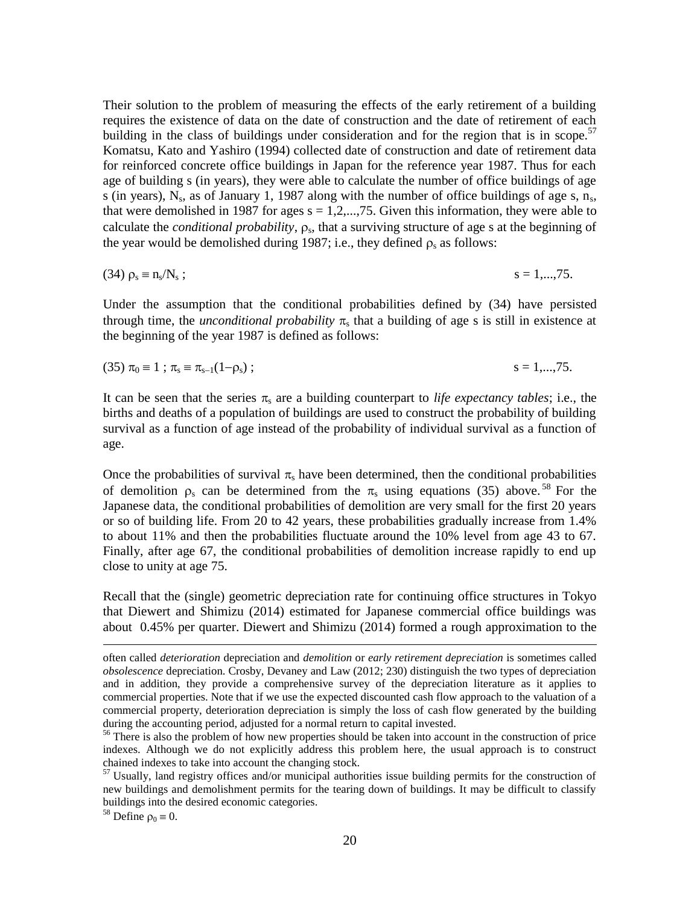Their solution to the problem of measuring the effects of the early retirement of a building requires the existence of data on the date of construction and the date of retirement of each building in the class of buildings under consideration and for the region that is in scope.[57] Komatsu, Kato and Yashiro (1994) collected date of construction and date of retirement data for reinforced concrete office buildings in Japan for the reference year 1987. Thus for each age of building s (in years), they were able to calculate the number of office buildings of age s (in years), $N_s$, as of January 1, 1987 along with the number of office buildings of age s, $n_s$, that were demolished in 1987 for ages $s = 1,2,...,75$. Given this information, they were able to calculate the *conditional probability*, $\rho_s$, that a surviving structure of age s at the beginning of the year would be demolished during 1987; i.e., they defined $\rho_s$ as follows:

$$(34)\ \rho_s \equiv n_s/N_s\ ; \qquad\qquad s = 1,...,75.$$

Under the assumption that the conditional probabilities defined by (34) have persisted through time, the *unconditional probability* $\pi_s$ that a building of age s is still in existence at the beginning of the year 1987 is defined as follows:

$$(35)\ \pi_0 \equiv 1\ ;\ \pi_s \equiv \pi_{s-1}(1-\rho_s)\ ; \qquad\qquad s = 1,...,75.$$

It can be seen that the series $\pi_s$ are a building counterpart to *life expectancy tables*; i.e., the births and deaths of a population of buildings are used to construct the probability of building survival as a function of age instead of the probability of individual survival as a function of age.

Once the probabilities of survival $\pi_s$ have been determined, then the conditional probabilities of demolition $\rho_s$ can be determined from the $\pi_s$ using equations (35) above.[58] For the Japanese data, the conditional probabilities of demolition are very small for the first 20 years or so of building life. From 20 to 42 years, these probabilities gradually increase from 1.4% to about 11% and then the probabilities fluctuate around the 10% level from age 43 to 67. Finally, after age 67, the conditional probabilities of demolition increase rapidly to end up close to unity at age 75.

Recall that the (single) geometric depreciation rate for continuing office structures in Tokyo that Diewert and Shimizu (2014) estimated for Japanese commercial office buildings was about 0.45% per quarter. Diewert and Shimizu (2014) formed a rough approximation to the

---

often called *deterioration* depreciation and *demolition* or *early retirement depreciation* is sometimes called *obsolescence* depreciation. Crosby, Devaney and Law (2012; 230) distinguish the two types of depreciation and in addition, they provide a comprehensive survey of the depreciation literature as it applies to commercial properties. Note that if we use the expected discounted cash flow approach to the valuation of a commercial property, deterioration depreciation is simply the loss of cash flow generated by the building during the accounting period, adjusted for a normal return to capital invested.

[56] There is also the problem of how new properties should be taken into account in the construction of price indexes. Although we do not explicitly address this problem here, the usual approach is to construct chained indexes to take into account the changing stock.

[57] Usually, land registry offices and/or municipal authorities issue building permits for the construction of new buildings and demolishment permits for the tearing down of buildings. It may be difficult to classify buildings into the desired economic categories.

[58] Define $\rho_0 \equiv 0$.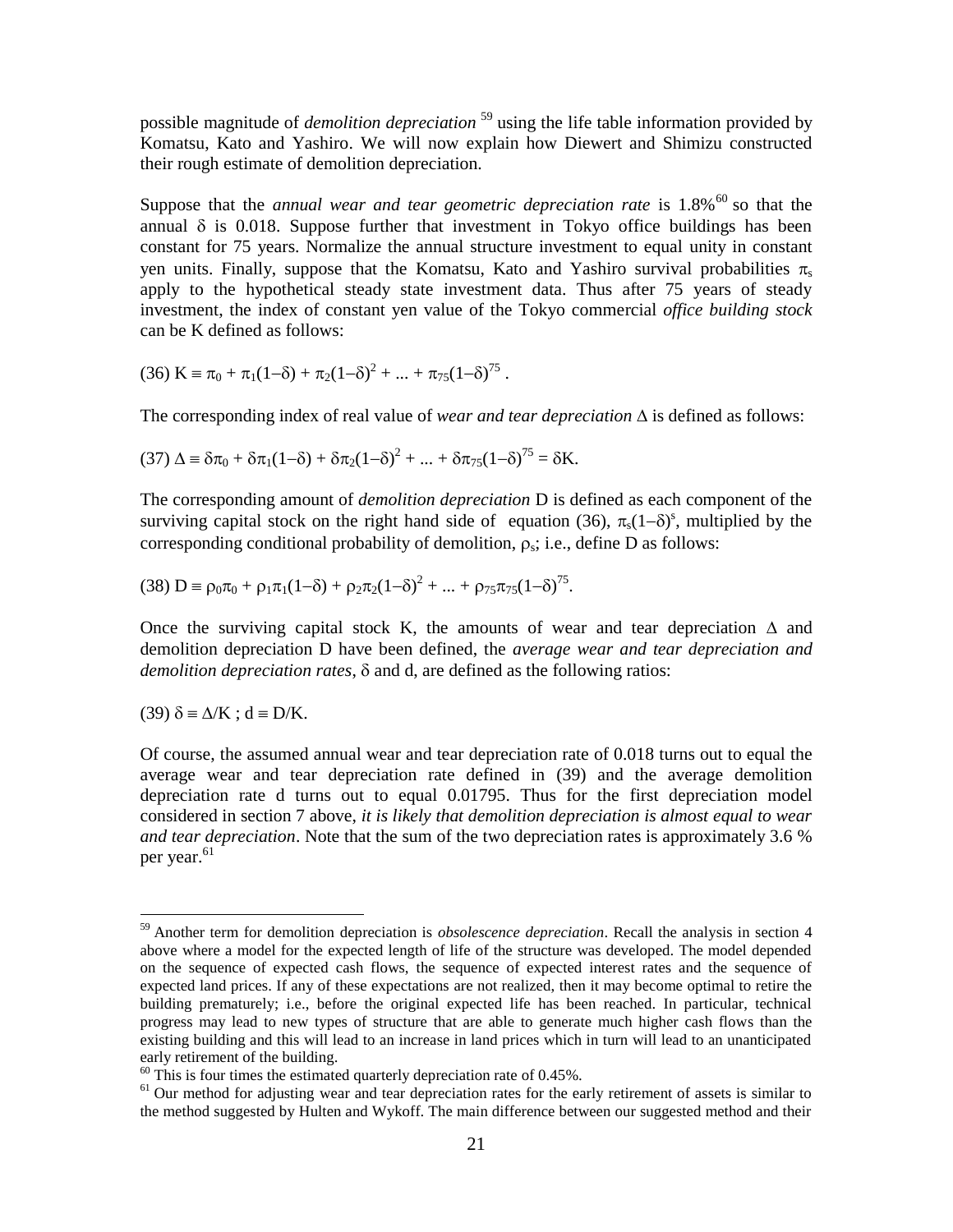possible magnitude of *demolition depreciation*[59] using the life table information provided by Komatsu, Kato and Yashiro. We will now explain how Diewert and Shimizu constructed their rough estimate of demolition depreciation.

Suppose that the *annual wear and tear geometric depreciation rate* is 1.8%[60] so that the annual $\delta$ is 0.018. Suppose further that investment in Tokyo office buildings has been constant for 75 years. Normalize the annual structure investment to equal unity in constant yen units. Finally, suppose that the Komatsu, Kato and Yashiro survival probabilities $\pi_s$ apply to the hypothetical steady state investment data. Thus after 75 years of steady investment, the index of constant yen value of the Tokyo commercial *office building stock* can be K defined as follows:

$$(36)\ K \equiv \pi_0 + \pi_1(1-\delta) + \pi_2(1-\delta)^2 + ... + \pi_{75}(1-\delta)^{75}.$$

The corresponding index of real value of *wear and tear depreciation* $\Delta$ is defined as follows:

$$(37)\ \Delta \equiv \delta\pi_0 + \delta\pi_1(1-\delta) + \delta\pi_2(1-\delta)^2 + ... + \delta\pi_{75}(1-\delta)^{75} = \delta K.$$

The corresponding amount of *demolition depreciation* D is defined as each component of the surviving capital stock on the right hand side of equation (36), $\pi_s(1-\delta)^s$, multiplied by the corresponding conditional probability of demolition, $\rho_s$; i.e., define D as follows:

$$(38)\ D \equiv \rho_0\pi_0 + \rho_1\pi_1(1-\delta) + \rho_2\pi_2(1-\delta)^2 + ... + \rho_{75}\pi_{75}(1-\delta)^{75}.$$

Once the surviving capital stock K, the amounts of wear and tear depreciation $\Delta$ and demolition depreciation D have been defined, the *average wear and tear depreciation and demolition depreciation rates*, $\delta$ and d, are defined as the following ratios:

$$(39)\ \delta \equiv \Delta/K\ ;\ d \equiv D/K.$$

Of course, the assumed annual wear and tear depreciation rate of 0.018 turns out to equal the average wear and tear depreciation rate defined in (39) and the average demolition depreciation rate d turns out to equal 0.01795. Thus for the first depreciation model considered in section 7 above, *it is likely that demolition depreciation is almost equal to wear and tear depreciation*. Note that the sum of the two depreciation rates is approximately 3.6 % per year.[61]

---

[59] Another term for demolition depreciation is *obsolescence depreciation*. Recall the analysis in section 4 above where a model for the expected length of life of the structure was developed. The model depended on the sequence of expected cash flows, the sequence of expected interest rates and the sequence of expected land prices. If any of these expectations are not realized, then it may become optimal to retire the building prematurely; i.e., before the original expected life has been reached. In particular, technical progress may lead to new types of structure that are able to generate much higher cash flows than the existing building and this will lead to an increase in land prices which in turn will lead to an unanticipated early retirement of the building.

[60] This is four times the estimated quarterly depreciation rate of 0.45%.

[61] Our method for adjusting wear and tear depreciation rates for the early retirement of assets is similar to the method suggested by Hulten and Wykoff. The main difference between our suggested method and their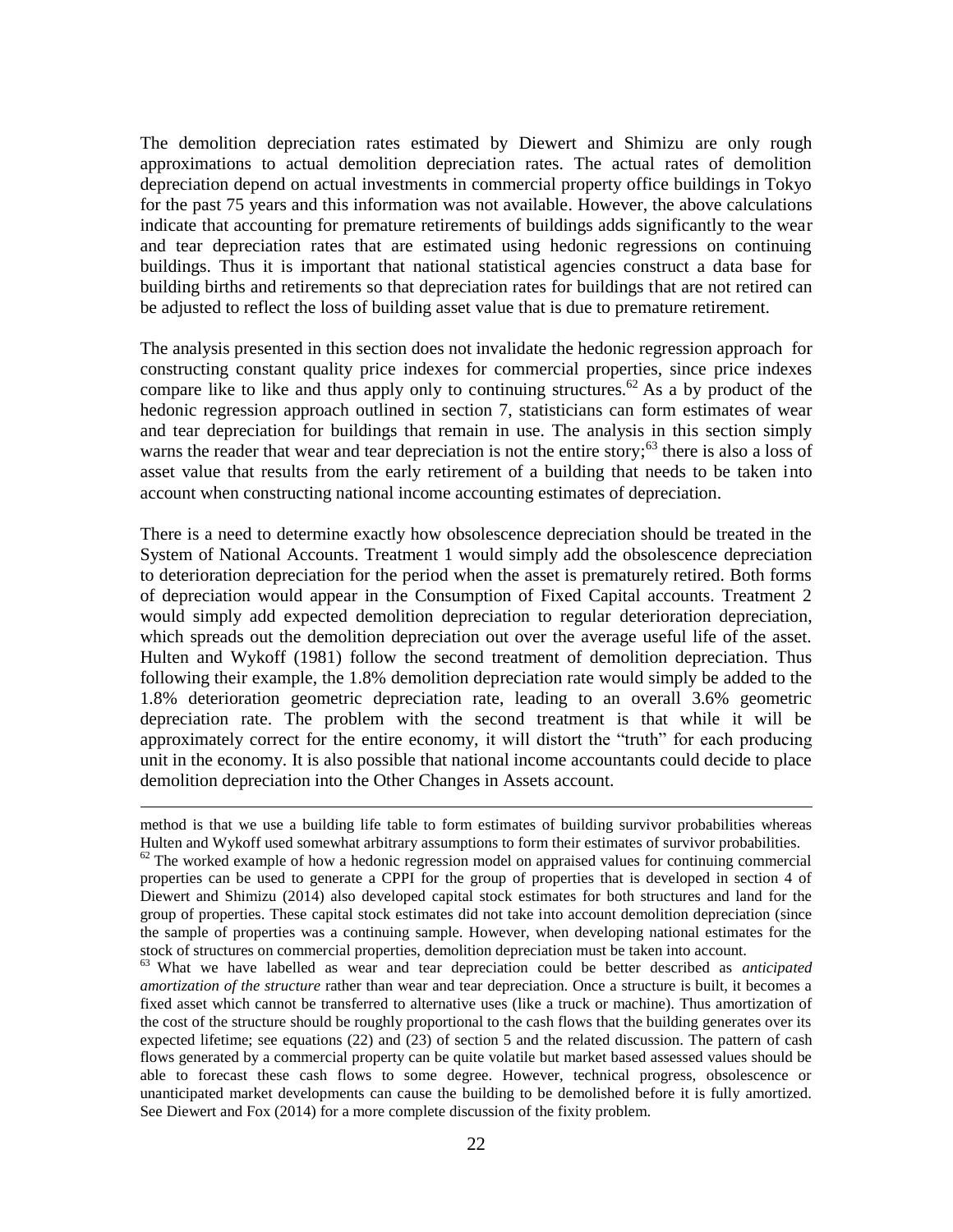The demolition depreciation rates estimated by Diewert and Shimizu are only rough approximations to actual demolition depreciation rates. The actual rates of demolition depreciation depend on actual investments in commercial property office buildings in Tokyo for the past 75 years and this information was not available. However, the above calculations indicate that accounting for premature retirements of buildings adds significantly to the wear and tear depreciation rates that are estimated using hedonic regressions on continuing buildings. Thus it is important that national statistical agencies construct a data base for building births and retirements so that depreciation rates for buildings that are not retired can be adjusted to reflect the loss of building asset value that is due to premature retirement.

The analysis presented in this section does not invalidate the hedonic regression approach for constructing constant quality price indexes for commercial properties, since price indexes compare like to like and thus apply only to continuing structures.[62] As a by product of the hedonic regression approach outlined in section 7, statisticians can form estimates of wear and tear depreciation for buildings that remain in use. The analysis in this section simply warns the reader that wear and tear depreciation is not the entire story;[63] there is also a loss of asset value that results from the early retirement of a building that needs to be taken into account when constructing national income accounting estimates of depreciation.

There is a need to determine exactly how obsolescence depreciation should be treated in the System of National Accounts. Treatment 1 would simply add the obsolescence depreciation to deterioration depreciation for the period when the asset is prematurely retired. Both forms of depreciation would appear in the Consumption of Fixed Capital accounts. Treatment 2 would simply add expected demolition depreciation to regular deterioration depreciation, which spreads out the demolition depreciation out over the average useful life of the asset. Hulten and Wykoff (1981) follow the second treatment of demolition depreciation. Thus following their example, the 1.8% demolition depreciation rate would simply be added to the 1.8% deterioration geometric depreciation rate, leading to an overall 3.6% geometric depreciation rate. The problem with the second treatment is that while it will be approximately correct for the entire economy, it will distort the "truth" for each producing unit in the economy. It is also possible that national income accountants could decide to place demolition depreciation into the Other Changes in Assets account.

---

method is that we use a building life table to form estimates of building survivor probabilities whereas Hulten and Wykoff used somewhat arbitrary assumptions to form their estimates of survivor probabilities.

[62] The worked example of how a hedonic regression model on appraised values for continuing commercial properties can be used to generate a CPPI for the group of properties that is developed in section 4 of Diewert and Shimizu (2014) also developed capital stock estimates for both structures and land for the group of properties. These capital stock estimates did not take into account demolition depreciation (since the sample of properties was a continuing sample. However, when developing national estimates for the stock of structures on commercial properties, demolition depreciation must be taken into account.

[63] What we have labelled as wear and tear depreciation could be better described as *anticipated amortization of the structure* rather than wear and tear depreciation. Once a structure is built, it becomes a fixed asset which cannot be transferred to alternative uses (like a truck or machine). Thus amortization of the cost of the structure should be roughly proportional to the cash flows that the building generates over its expected lifetime; see equations (22) and (23) of section 5 and the related discussion. The pattern of cash flows generated by a commercial property can be quite volatile but market based assessed values should be able to forecast these cash flows to some degree. However, technical progress, obsolescence or unanticipated market developments can cause the building to be demolished before it is fully amortized. See Diewert and Fox (2014) for a more complete discussion of the fixity problem.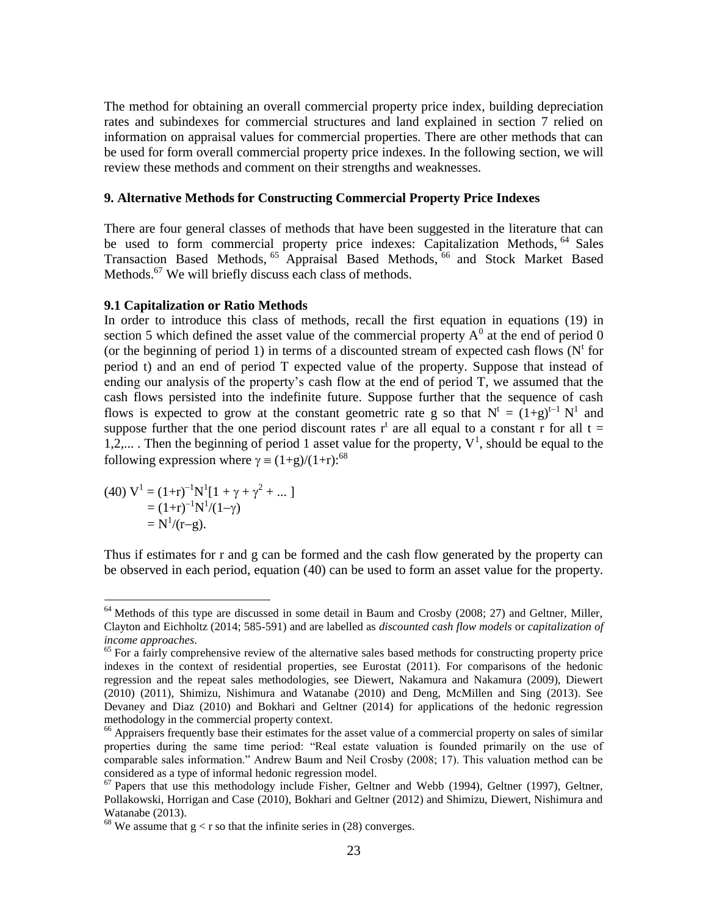The method for obtaining an overall commercial property price index, building depreciation rates and subindexes for commercial structures and land explained in section 7 relied on information on appraisal values for commercial properties. There are other methods that can be used for form overall commercial property price indexes. In the following section, we will review these methods and comment on their strengths and weaknesses.

## 9. Alternative Methods for Constructing Commercial Property Price Indexes

There are four general classes of methods that have been suggested in the literature that can be used to form commercial property price indexes: Capitalization Methods,[64] Sales Transaction Based Methods,[65] Appraisal Based Methods,[66] and Stock Market Based Methods.[67] We will briefly discuss each class of methods.

### 9.1 Capitalization or Ratio Methods

In order to introduce this class of methods, recall the first equation in equations (19) in section 5 which defined the asset value of the commercial property $A^0$ at the end of period 0 (or the beginning of period 1) in terms of a discounted stream of expected cash flows ($N^t$ for period t) and an end of period T expected value of the property. Suppose that instead of ending our analysis of the property's cash flow at the end of period T, we assumed that the cash flows persisted into the indefinite future. Suppose further that the sequence of cash flows is expected to grow at the constant geometric rate g so that $N^t = (1+g)^{t-1} N^1$ and suppose further that the one period discount rates $r^t$ are all equal to a constant r for all t = 1,2,... . Then the beginning of period 1 asset value for the property, $V^1$, should be equal to the following expression where $\gamma \equiv (1+g)/(1+r)$:[68]

$$
\begin{aligned}
(40)\quad V^1 &= (1+r)^{-1}N^1[1 + \gamma + \gamma^2 + \ldots ] \\
&= (1+r)^{-1}N^1/(1-\gamma) \\
&= N^1/(r-g).
\end{aligned}
$$

Thus if estimates for r and g can be formed and the cash flow generated by the property can be observed in each period, equation (40) can be used to form an asset value for the property.

---

[64] Methods of this type are discussed in some detail in Baum and Crosby (2008; 27) and Geltner, Miller, Clayton and Eichholtz (2014; 585-591) and are labelled as *discounted cash flow models* or *capitalization of income approaches*.

[65] For a fairly comprehensive review of the alternative sales based methods for constructing property price indexes in the context of residential properties, see Eurostat (2011). For comparisons of the hedonic regression and the repeat sales methodologies, see Diewert, Nakamura and Nakamura (2009), Diewert (2010) (2011), Shimizu, Nishimura and Watanabe (2010) and Deng, McMillen and Sing (2013). See Devaney and Diaz (2010) and Bokhari and Geltner (2014) for applications of the hedonic regression methodology in the commercial property context.

[66] Appraisers frequently base their estimates for the asset value of a commercial property on sales of similar properties during the same time period: "Real estate valuation is founded primarily on the use of comparable sales information." Andrew Baum and Neil Crosby (2008; 17). This valuation method can be considered as a type of informal hedonic regression model.

[67] Papers that use this methodology include Fisher, Geltner and Webb (1994), Geltner (1997), Geltner, Pollakowski, Horrigan and Case (2010), Bokhari and Geltner (2012) and Shimizu, Diewert, Nishimura and Watanabe (2013).

[68] We assume that $g < r$ so that the infinite series in (28) converges.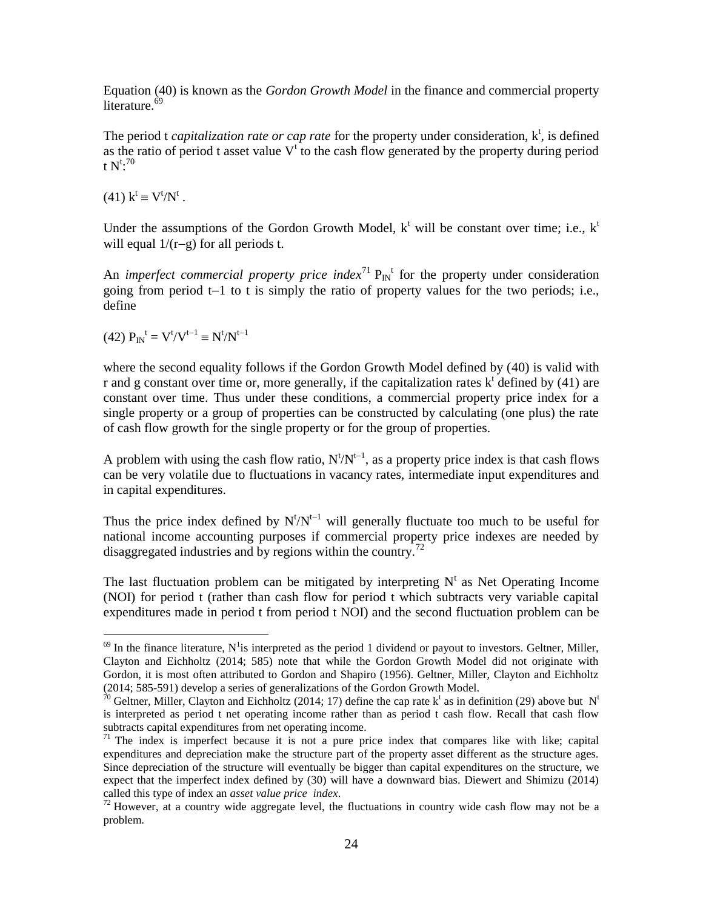Equation (40) is known as the *Gordon Growth Model* in the finance and commercial property literature.[69]

The period t *capitalization rate or cap rate* for the property under consideration, $k^t$, is defined as the ratio of period t asset value $V^t$ to the cash flow generated by the property during period t $N^t$:[70]

$$(41)\ k^t \equiv V^t/N^t .$$

Under the assumptions of the Gordon Growth Model, $k^t$ will be constant over time; i.e., $k^t$ will equal $1/(r-g)$ for all periods t.

An *imperfect commercial property price index*[71] $P_{IN}{}^t$ for the property under consideration going from period t−1 to t is simply the ratio of property values for the two periods; i.e., define

$$(42)\ P_{IN}{}^t = V^t/V^{t-1} \equiv N^t/N^{t-1}$$

where the second equality follows if the Gordon Growth Model defined by (40) is valid with r and g constant over time or, more generally, if the capitalization rates $k^t$ defined by (41) are constant over time. Thus under these conditions, a commercial property price index for a single property or a group of properties can be constructed by calculating (one plus) the rate of cash flow growth for the single property or for the group of properties.

A problem with using the cash flow ratio, $N^t/N^{t-1}$, as a property price index is that cash flows can be very volatile due to fluctuations in vacancy rates, intermediate input expenditures and in capital expenditures.

Thus the price index defined by $N^t/N^{t-1}$ will generally fluctuate too much to be useful for national income accounting purposes if commercial property price indexes are needed by disaggregated industries and by regions within the country.[72]

The last fluctuation problem can be mitigated by interpreting $N^t$ as Net Operating Income (NOI) for period t (rather than cash flow for period t which subtracts very variable capital expenditures made in period t from period t NOI) and the second fluctuation problem can be

---

[69] In the finance literature, $N^1$is interpreted as the period 1 dividend or payout to investors. Geltner, Miller, Clayton and Eichholtz (2014; 585) note that while the Gordon Growth Model did not originate with Gordon, it is most often attributed to Gordon and Shapiro (1956). Geltner, Miller, Clayton and Eichholtz (2014; 585-591) develop a series of generalizations of the Gordon Growth Model.

[70] Geltner, Miller, Clayton and Eichholtz (2014; 17) define the cap rate $k^t$ as in definition (29) above but $N^t$ is interpreted as period t net operating income rather than as period t cash flow. Recall that cash flow subtracts capital expenditures from net operating income.

[71] The index is imperfect because it is not a pure price index that compares like with like; capital expenditures and depreciation make the structure part of the property asset different as the structure ages. Since depreciation of the structure will eventually be bigger than capital expenditures on the structure, we expect that the imperfect index defined by (30) will have a downward bias. Diewert and Shimizu (2014) called this type of index an *asset value price index*.

[72] However, at a country wide aggregate level, the fluctuations in country wide cash flow may not be a problem.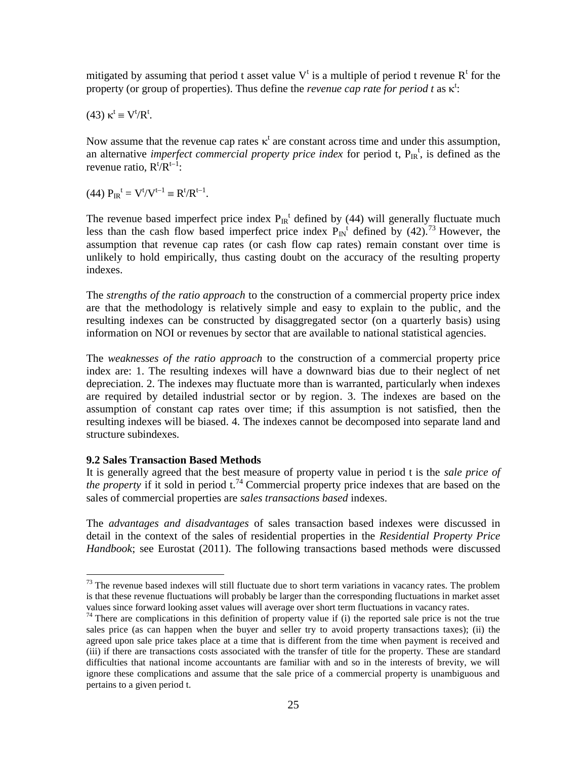mitigated by assuming that period t asset value $V^t$ is a multiple of period t revenue $R^t$ for the property (or group of properties). Thus define the *revenue cap rate for period t* as $\kappa^t$:

(43) $\kappa^t \equiv V^t/R^t$.

Now assume that the revenue cap rates $\kappa^t$ are constant across time and under this assumption, an alternative *imperfect commercial property price index* for period t, $P_{IR}{}^t$, is defined as the revenue ratio, $R^t/R^{t-1}$:

(44) $P_{IR}{}^t = V^t/V^{t-1} \equiv R^t/R^{t-1}$.

The revenue based imperfect price index $P_{IR}{}^t$ defined by (44) will generally fluctuate much less than the cash flow based imperfect price index $P_{IN}{}^t$ defined by (42).[73] However, the assumption that revenue cap rates (or cash flow cap rates) remain constant over time is unlikely to hold empirically, thus casting doubt on the accuracy of the resulting property indexes.

The *strengths of the ratio approach* to the construction of a commercial property price index are that the methodology is relatively simple and easy to explain to the public, and the resulting indexes can be constructed by disaggregated sector (on a quarterly basis) using information on NOI or revenues by sector that are available to national statistical agencies.

The *weaknesses of the ratio approach* to the construction of a commercial property price index are: 1. The resulting indexes will have a downward bias due to their neglect of net depreciation. 2. The indexes may fluctuate more than is warranted, particularly when indexes are required by detailed industrial sector or by region. 3. The indexes are based on the assumption of constant cap rates over time; if this assumption is not satisfied, then the resulting indexes will be biased. 4. The indexes cannot be decomposed into separate land and structure subindexes.

### 9.2 Sales Transaction Based Methods

It is generally agreed that the best measure of property value in period t is the *sale price of the property* if it sold in period t.[74] Commercial property price indexes that are based on the sales of commercial properties are *sales transactions based* indexes.

The *advantages and disadvantages* of sales transaction based indexes were discussed in detail in the context of the sales of residential properties in the *Residential Property Price Handbook*; see Eurostat (2011). The following transactions based methods were discussed

---

[73] The revenue based indexes will still fluctuate due to short term variations in vacancy rates. The problem is that these revenue fluctuations will probably be larger than the corresponding fluctuations in market asset values since forward looking asset values will average over short term fluctuations in vacancy rates.

[74] There are complications in this definition of property value if (i) the reported sale price is not the true sales price (as can happen when the buyer and seller try to avoid property transactions taxes); (ii) the agreed upon sale price takes place at a time that is different from the time when payment is received and (iii) if there are transactions costs associated with the transfer of title for the property. These are standard difficulties that national income accountants are familiar with and so in the interests of brevity, we will ignore these complications and assume that the sale price of a commercial property is unambiguous and pertains to a given period t.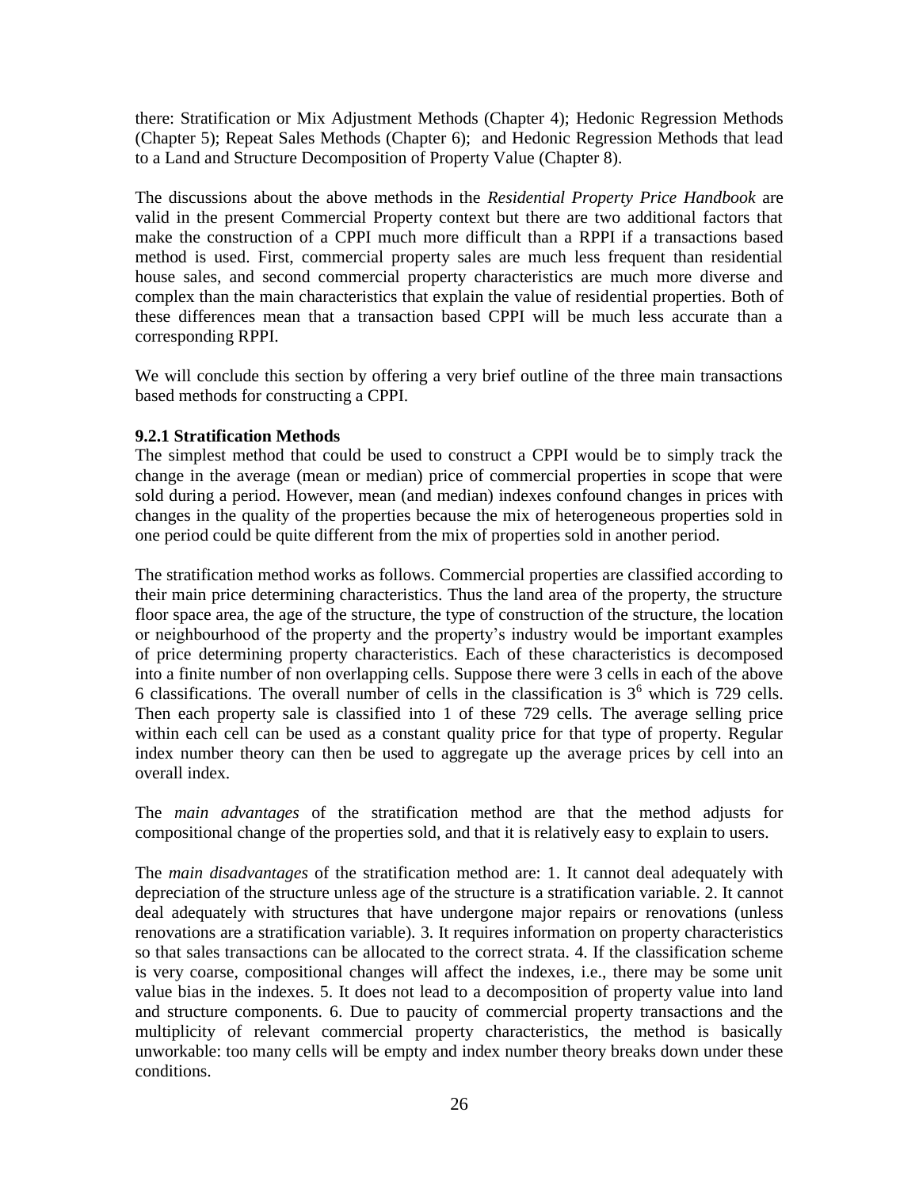there: Stratification or Mix Adjustment Methods (Chapter 4); Hedonic Regression Methods (Chapter 5); Repeat Sales Methods (Chapter 6); and Hedonic Regression Methods that lead to a Land and Structure Decomposition of Property Value (Chapter 8).

The discussions about the above methods in the *Residential Property Price Handbook* are valid in the present Commercial Property context but there are two additional factors that make the construction of a CPPI much more difficult than a RPPI if a transactions based method is used. First, commercial property sales are much less frequent than residential house sales, and second commercial property characteristics are much more diverse and complex than the main characteristics that explain the value of residential properties. Both of these differences mean that a transaction based CPPI will be much less accurate than a corresponding RPPI.

We will conclude this section by offering a very brief outline of the three main transactions based methods for constructing a CPPI.

### 9.2.1 Stratification Methods

The simplest method that could be used to construct a CPPI would be to simply track the change in the average (mean or median) price of commercial properties in scope that were sold during a period. However, mean (and median) indexes confound changes in prices with changes in the quality of the properties because the mix of heterogeneous properties sold in one period could be quite different from the mix of properties sold in another period.

The stratification method works as follows. Commercial properties are classified according to their main price determining characteristics. Thus the land area of the property, the structure floor space area, the age of the structure, the type of construction of the structure, the location or neighbourhood of the property and the property's industry would be important examples of price determining property characteristics. Each of these characteristics is decomposed into a finite number of non overlapping cells. Suppose there were 3 cells in each of the above 6 classifications. The overall number of cells in the classification is $3^6$ which is 729 cells. Then each property sale is classified into 1 of these 729 cells. The average selling price within each cell can be used as a constant quality price for that type of property. Regular index number theory can then be used to aggregate up the average prices by cell into an overall index.

The *main advantages* of the stratification method are that the method adjusts for compositional change of the properties sold, and that it is relatively easy to explain to users.

The *main disadvantages* of the stratification method are: 1. It cannot deal adequately with depreciation of the structure unless age of the structure is a stratification variable. 2. It cannot deal adequately with structures that have undergone major repairs or renovations (unless renovations are a stratification variable). 3. It requires information on property characteristics so that sales transactions can be allocated to the correct strata. 4. If the classification scheme is very coarse, compositional changes will affect the indexes, i.e., there may be some unit value bias in the indexes. 5. It does not lead to a decomposition of property value into land and structure components. 6. Due to paucity of commercial property transactions and the multiplicity of relevant commercial property characteristics, the method is basically unworkable: too many cells will be empty and index number theory breaks down under these conditions.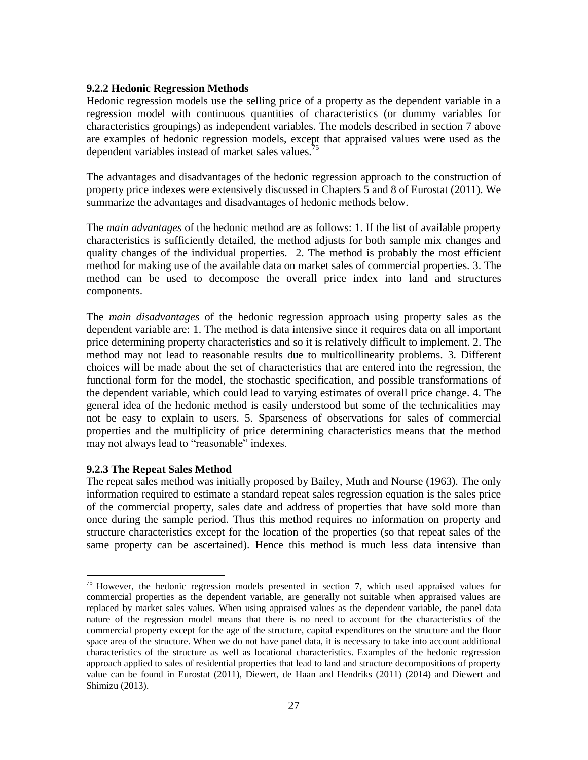### 9.2.2 Hedonic Regression Methods

Hedonic regression models use the selling price of a property as the dependent variable in a regression model with continuous quantities of characteristics (or dummy variables for characteristics groupings) as independent variables. The models described in section 7 above are examples of hedonic regression models, except that appraised values were used as the dependent variables instead of market sales values.[75]

The advantages and disadvantages of the hedonic regression approach to the construction of property price indexes were extensively discussed in Chapters 5 and 8 of Eurostat (2011). We summarize the advantages and disadvantages of hedonic methods below.

The *main advantages* of the hedonic method are as follows: 1. If the list of available property characteristics is sufficiently detailed, the method adjusts for both sample mix changes and quality changes of the individual properties. 2. The method is probably the most efficient method for making use of the available data on market sales of commercial properties. 3. The method can be used to decompose the overall price index into land and structures components.

The *main disadvantages* of the hedonic regression approach using property sales as the dependent variable are: 1. The method is data intensive since it requires data on all important price determining property characteristics and so it is relatively difficult to implement. 2. The method may not lead to reasonable results due to multicollinearity problems. 3. Different choices will be made about the set of characteristics that are entered into the regression, the functional form for the model, the stochastic specification, and possible transformations of the dependent variable, which could lead to varying estimates of overall price change. 4. The general idea of the hedonic method is easily understood but some of the technicalities may not be easy to explain to users. 5. Sparseness of observations for sales of commercial properties and the multiplicity of price determining characteristics means that the method may not always lead to "reasonable" indexes.

### 9.2.3 The Repeat Sales Method

The repeat sales method was initially proposed by Bailey, Muth and Nourse (1963). The only information required to estimate a standard repeat sales regression equation is the sales price of the commercial property, sales date and address of properties that have sold more than once during the sample period. Thus this method requires no information on property and structure characteristics except for the location of the properties (so that repeat sales of the same property can be ascertained). Hence this method is much less data intensive than

---

[75] However, the hedonic regression models presented in section 7, which used appraised values for commercial properties as the dependent variable, are generally not suitable when appraised values are replaced by market sales values. When using appraised values as the dependent variable, the panel data nature of the regression model means that there is no need to account for the characteristics of the commercial property except for the age of the structure, capital expenditures on the structure and the floor space area of the structure. When we do not have panel data, it is necessary to take into account additional characteristics of the structure as well as locational characteristics. Examples of the hedonic regression approach applied to sales of residential properties that lead to land and structure decompositions of property value can be found in Eurostat (2011), Diewert, de Haan and Hendriks (2011) (2014) and Diewert and Shimizu (2013).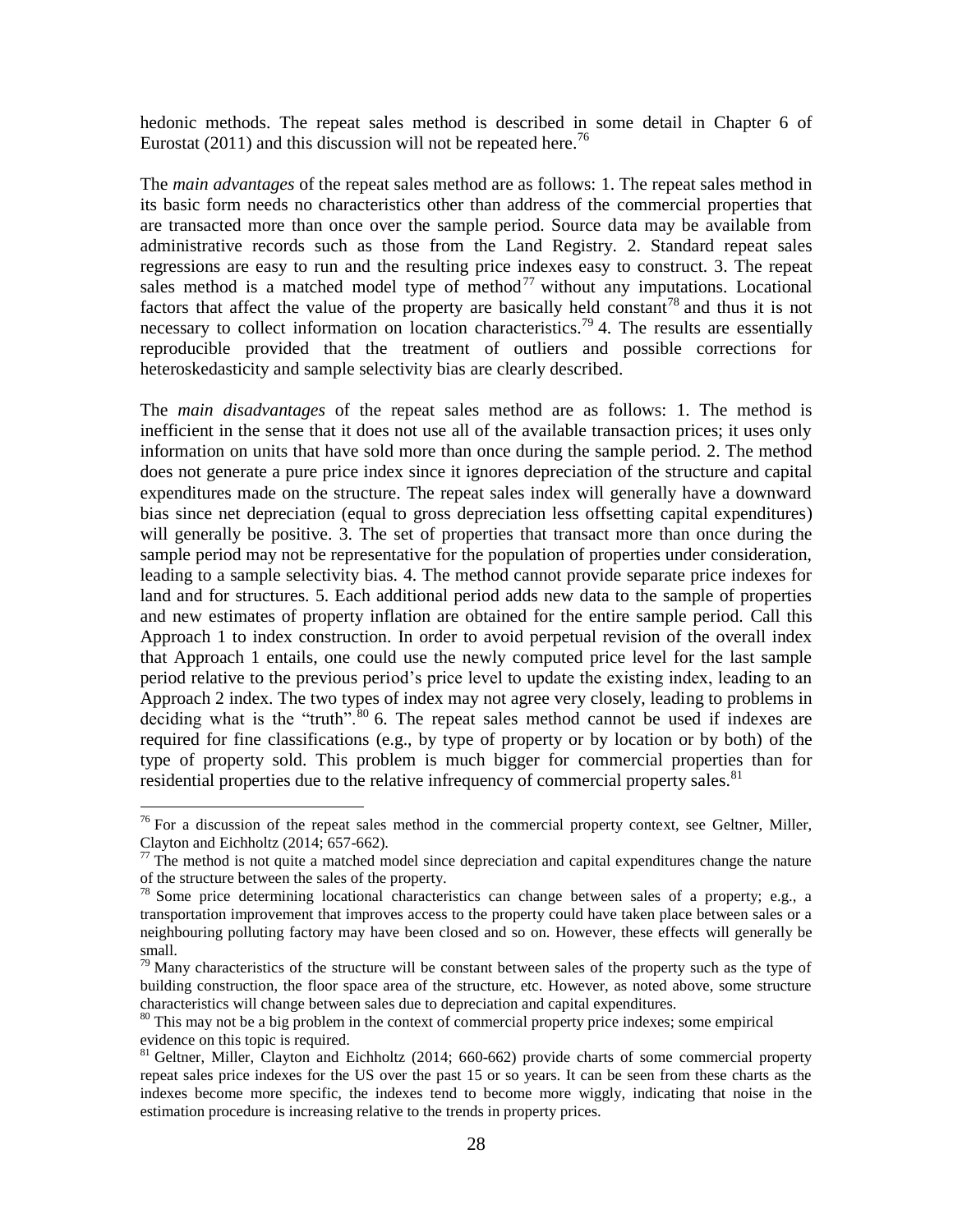hedonic methods. The repeat sales method is described in some detail in Chapter 6 of Eurostat (2011) and this discussion will not be repeated here.[76]

The *main advantages* of the repeat sales method are as follows: 1. The repeat sales method in its basic form needs no characteristics other than address of the commercial properties that are transacted more than once over the sample period. Source data may be available from administrative records such as those from the Land Registry. 2. Standard repeat sales regressions are easy to run and the resulting price indexes easy to construct. 3. The repeat sales method is a matched model type of method[77] without any imputations. Locational factors that affect the value of the property are basically held constant[78] and thus it is not necessary to collect information on location characteristics.[79] 4. The results are essentially reproducible provided that the treatment of outliers and possible corrections for heteroskedasticity and sample selectivity bias are clearly described.

The *main disadvantages* of the repeat sales method are as follows: 1. The method is inefficient in the sense that it does not use all of the available transaction prices; it uses only information on units that have sold more than once during the sample period. 2. The method does not generate a pure price index since it ignores depreciation of the structure and capital expenditures made on the structure. The repeat sales index will generally have a downward bias since net depreciation (equal to gross depreciation less offsetting capital expenditures) will generally be positive. 3. The set of properties that transact more than once during the sample period may not be representative for the population of properties under consideration, leading to a sample selectivity bias. 4. The method cannot provide separate price indexes for land and for structures. 5. Each additional period adds new data to the sample of properties and new estimates of property inflation are obtained for the entire sample period. Call this Approach 1 to index construction. In order to avoid perpetual revision of the overall index that Approach 1 entails, one could use the newly computed price level for the last sample period relative to the previous period's price level to update the existing index, leading to an Approach 2 index. The two types of index may not agree very closely, leading to problems in deciding what is the "truth".[80] 6. The repeat sales method cannot be used if indexes are required for fine classifications (e.g., by type of property or by location or by both) of the type of property sold. This problem is much bigger for commercial properties than for residential properties due to the relative infrequency of commercial property sales.[81]

---

[76] For a discussion of the repeat sales method in the commercial property context, see Geltner, Miller, Clayton and Eichholtz (2014; 657-662).

[77] The method is not quite a matched model since depreciation and capital expenditures change the nature of the structure between the sales of the property.

[78] Some price determining locational characteristics can change between sales of a property; e.g., a transportation improvement that improves access to the property could have taken place between sales or a neighbouring polluting factory may have been closed and so on. However, these effects will generally be small.

[79] Many characteristics of the structure will be constant between sales of the property such as the type of building construction, the floor space area of the structure, etc. However, as noted above, some structure characteristics will change between sales due to depreciation and capital expenditures.

[80] This may not be a big problem in the context of commercial property price indexes; some empirical evidence on this topic is required.

[81] Geltner, Miller, Clayton and Eichholtz (2014; 660-662) provide charts of some commercial property repeat sales price indexes for the US over the past 15 or so years. It can be seen from these charts as the indexes become more specific, the indexes tend to become more wiggly, indicating that noise in the estimation procedure is increasing relative to the trends in property prices.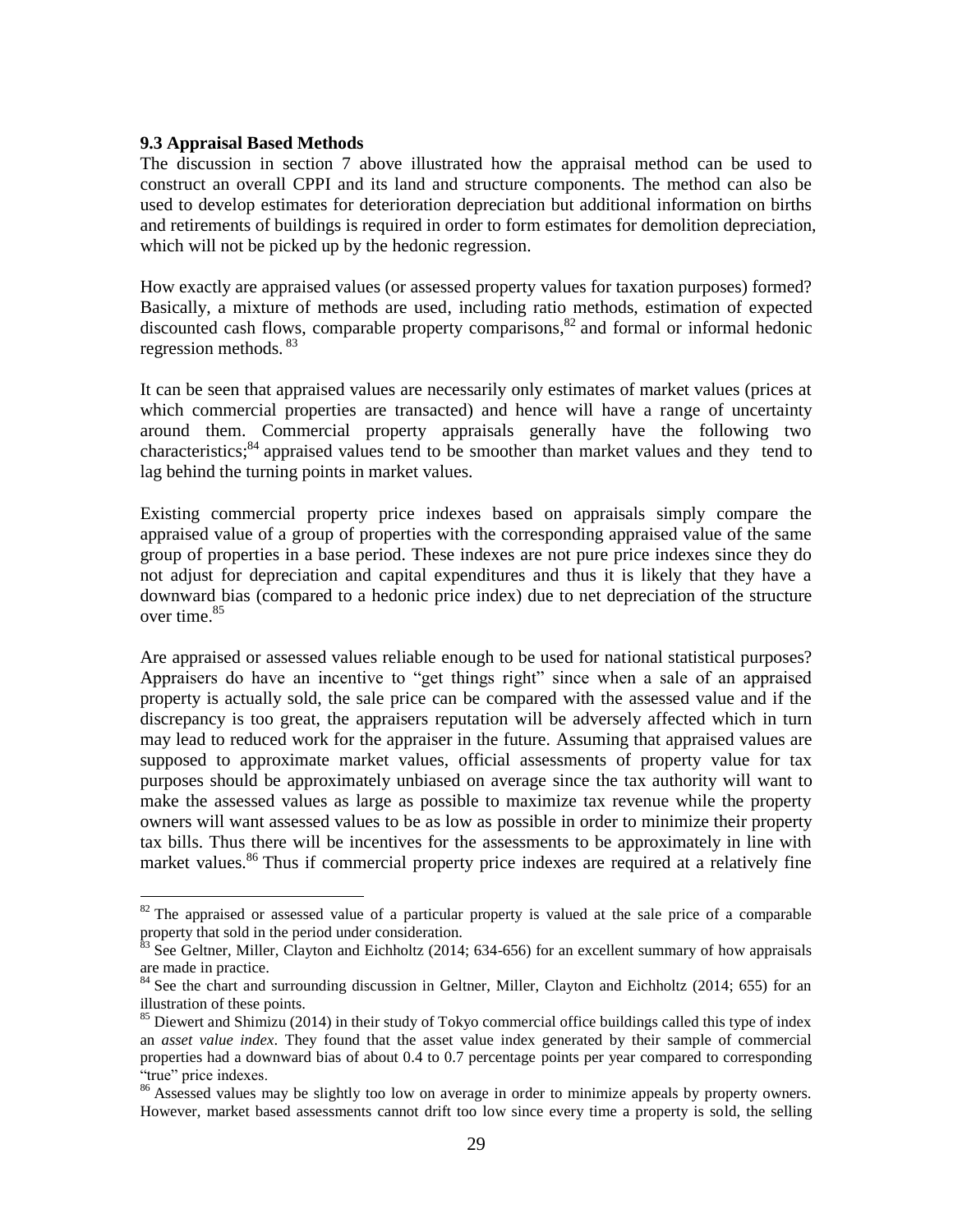### 9.3 Appraisal Based Methods

The discussion in section 7 above illustrated how the appraisal method can be used to construct an overall CPPI and its land and structure components. The method can also be used to develop estimates for deterioration depreciation but additional information on births and retirements of buildings is required in order to form estimates for demolition depreciation, which will not be picked up by the hedonic regression.

How exactly are appraised values (or assessed property values for taxation purposes) formed? Basically, a mixture of methods are used, including ratio methods, estimation of expected discounted cash flows, comparable property comparisons,[82] and formal or informal hedonic regression methods.[83]

It can be seen that appraised values are necessarily only estimates of market values (prices at which commercial properties are transacted) and hence will have a range of uncertainty around them. Commercial property appraisals generally have the following two characteristics;[84] appraised values tend to be smoother than market values and they tend to lag behind the turning points in market values.

Existing commercial property price indexes based on appraisals simply compare the appraised value of a group of properties with the corresponding appraised value of the same group of properties in a base period. These indexes are not pure price indexes since they do not adjust for depreciation and capital expenditures and thus it is likely that they have a downward bias (compared to a hedonic price index) due to net depreciation of the structure over time.[85]

Are appraised or assessed values reliable enough to be used for national statistical purposes? Appraisers do have an incentive to "get things right" since when a sale of an appraised property is actually sold, the sale price can be compared with the assessed value and if the discrepancy is too great, the appraisers reputation will be adversely affected which in turn may lead to reduced work for the appraiser in the future. Assuming that appraised values are supposed to approximate market values, official assessments of property value for tax purposes should be approximately unbiased on average since the tax authority will want to make the assessed values as large as possible to maximize tax revenue while the property owners will want assessed values to be as low as possible in order to minimize their property tax bills. Thus there will be incentives for the assessments to be approximately in line with market values.[86] Thus if commercial property price indexes are required at a relatively fine

---

[82] The appraised or assessed value of a particular property is valued at the sale price of a comparable property that sold in the period under consideration.

[83] See Geltner, Miller, Clayton and Eichholtz (2014; 634-656) for an excellent summary of how appraisals are made in practice.

[84] See the chart and surrounding discussion in Geltner, Miller, Clayton and Eichholtz (2014; 655) for an illustration of these points.

[85] Diewert and Shimizu (2014) in their study of Tokyo commercial office buildings called this type of index an *asset value index*. They found that the asset value index generated by their sample of commercial properties had a downward bias of about 0.4 to 0.7 percentage points per year compared to corresponding "true" price indexes.

[86] Assessed values may be slightly too low on average in order to minimize appeals by property owners. However, market based assessments cannot drift too low since every time a property is sold, the selling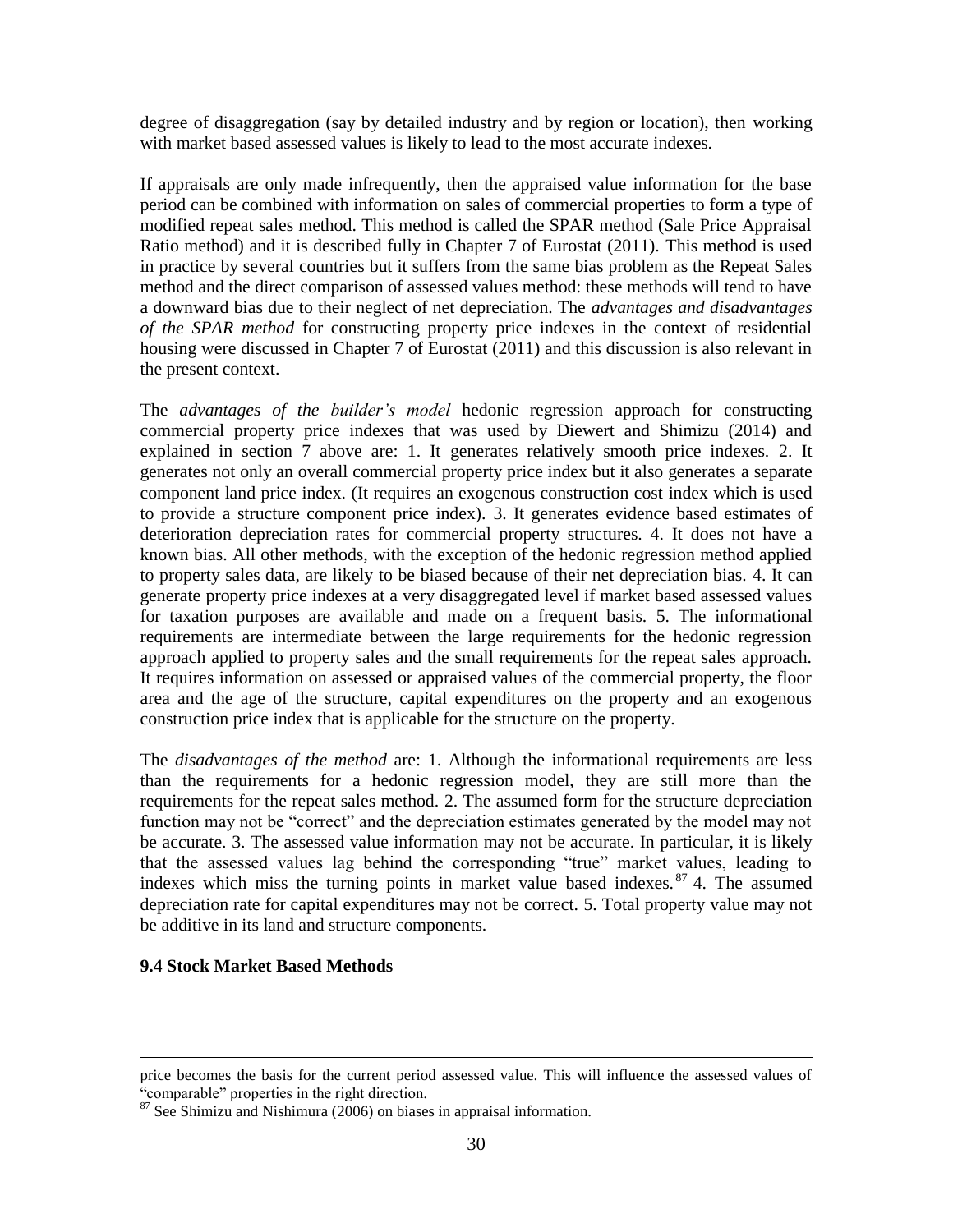degree of disaggregation (say by detailed industry and by region or location), then working with market based assessed values is likely to lead to the most accurate indexes.

If appraisals are only made infrequently, then the appraised value information for the base period can be combined with information on sales of commercial properties to form a type of modified repeat sales method. This method is called the SPAR method (Sale Price Appraisal Ratio method) and it is described fully in Chapter 7 of Eurostat (2011). This method is used in practice by several countries but it suffers from the same bias problem as the Repeat Sales method and the direct comparison of assessed values method: these methods will tend to have a downward bias due to their neglect of net depreciation. The *advantages and disadvantages of the SPAR method* for constructing property price indexes in the context of residential housing were discussed in Chapter 7 of Eurostat (2011) and this discussion is also relevant in the present context.

The *advantages of the builder's model* hedonic regression approach for constructing commercial property price indexes that was used by Diewert and Shimizu (2014) and explained in section 7 above are: 1. It generates relatively smooth price indexes. 2. It generates not only an overall commercial property price index but it also generates a separate component land price index. (It requires an exogenous construction cost index which is used to provide a structure component price index). 3. It generates evidence based estimates of deterioration depreciation rates for commercial property structures. 4. It does not have a known bias. All other methods, with the exception of the hedonic regression method applied to property sales data, are likely to be biased because of their net depreciation bias. 4. It can generate property price indexes at a very disaggregated level if market based assessed values for taxation purposes are available and made on a frequent basis. 5. The informational requirements are intermediate between the large requirements for the hedonic regression approach applied to property sales and the small requirements for the repeat sales approach. It requires information on assessed or appraised values of the commercial property, the floor area and the age of the structure, capital expenditures on the property and an exogenous construction price index that is applicable for the structure on the property.

The *disadvantages of the method* are: 1. Although the informational requirements are less than the requirements for a hedonic regression model, they are still more than the requirements for the repeat sales method. 2. The assumed form for the structure depreciation function may not be "correct" and the depreciation estimates generated by the model may not be accurate. 3. The assessed value information may not be accurate. In particular, it is likely that the assessed values lag behind the corresponding "true" market values, leading to indexes which miss the turning points in market value based indexes.[87] 4. The assumed depreciation rate for capital expenditures may not be correct. 5. Total property value may not be additive in its land and structure components.

**9.4 Stock Market Based Methods**

---

price becomes the basis for the current period assessed value. This will influence the assessed values of "comparable" properties in the right direction.

[87] See Shimizu and Nishimura (2006) on biases in appraisal information.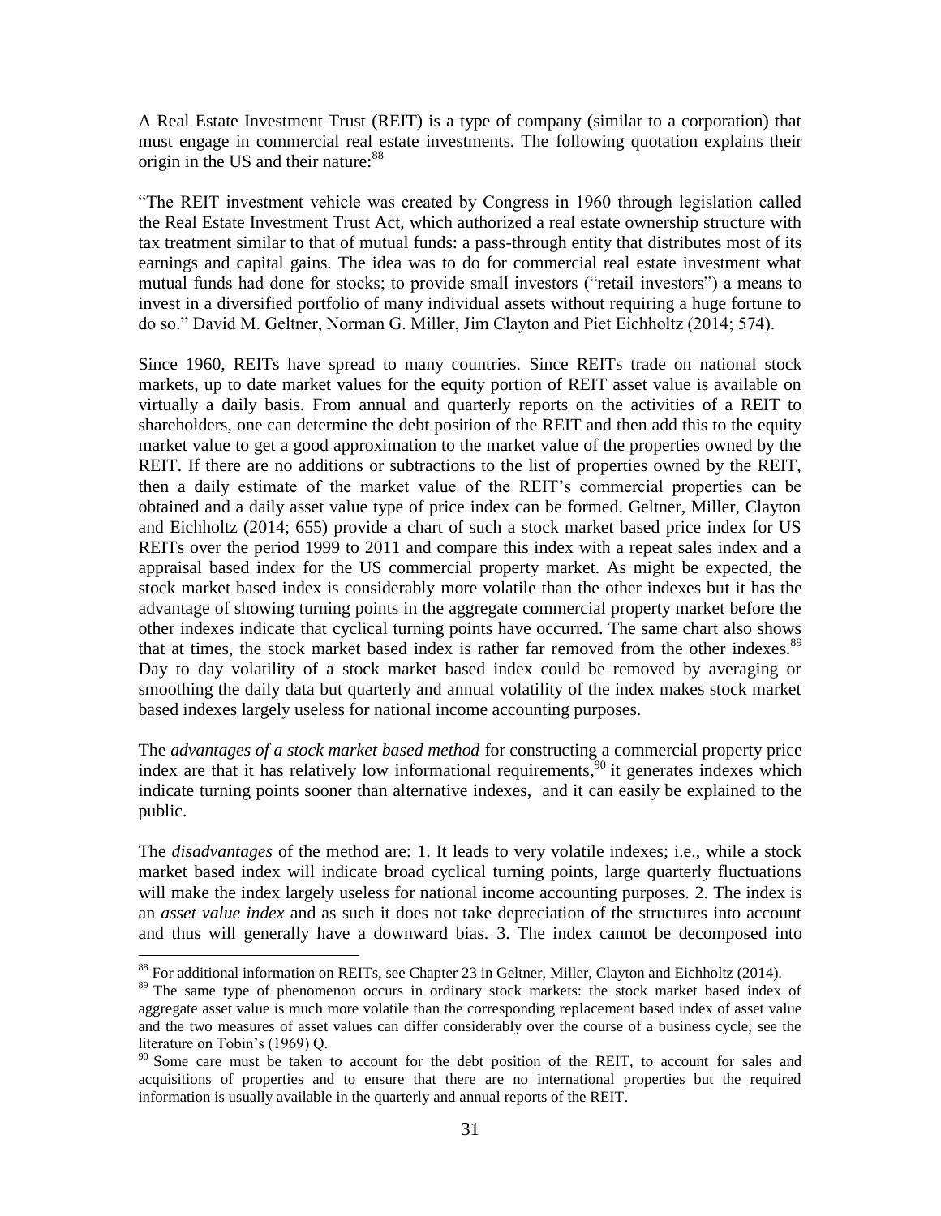A Real Estate Investment Trust (REIT) is a type of company (similar to a corporation) that must engage in commercial real estate investments. The following quotation explains their origin in the US and their nature:[88]

"The REIT investment vehicle was created by Congress in 1960 through legislation called the Real Estate Investment Trust Act, which authorized a real estate ownership structure with tax treatment similar to that of mutual funds: a pass-through entity that distributes most of its earnings and capital gains. The idea was to do for commercial real estate investment what mutual funds had done for stocks; to provide small investors ("retail investors") a means to invest in a diversified portfolio of many individual assets without requiring a huge fortune to do so." David M. Geltner, Norman G. Miller, Jim Clayton and Piet Eichholtz (2014; 574).

Since 1960, REITs have spread to many countries. Since REITs trade on national stock markets, up to date market values for the equity portion of REIT asset value is available on virtually a daily basis. From annual and quarterly reports on the activities of a REIT to shareholders, one can determine the debt position of the REIT and then add this to the equity market value to get a good approximation to the market value of the properties owned by the REIT. If there are no additions or subtractions to the list of properties owned by the REIT, then a daily estimate of the market value of the REIT's commercial properties can be obtained and a daily asset value type of price index can be formed. Geltner, Miller, Clayton and Eichholtz (2014; 655) provide a chart of such a stock market based price index for US REITs over the period 1999 to 2011 and compare this index with a repeat sales index and a appraisal based index for the US commercial property market. As might be expected, the stock market based index is considerably more volatile than the other indexes but it has the advantage of showing turning points in the aggregate commercial property market before the other indexes indicate that cyclical turning points have occurred. The same chart also shows that at times, the stock market based index is rather far removed from the other indexes.[89] Day to day volatility of a stock market based index could be removed by averaging or smoothing the daily data but quarterly and annual volatility of the index makes stock market based indexes largely useless for national income accounting purposes.

The *advantages of a stock market based method* for constructing a commercial property price index are that it has relatively low informational requirements,[90] it generates indexes which indicate turning points sooner than alternative indexes, and it can easily be explained to the public.

The *disadvantages* of the method are: 1. It leads to very volatile indexes; i.e., while a stock market based index will indicate broad cyclical turning points, large quarterly fluctuations will make the index largely useless for national income accounting purposes. 2. The index is an *asset value index* and as such it does not take depreciation of the structures into account and thus will generally have a downward bias. 3. The index cannot be decomposed into

---

[88] For additional information on REITs, see Chapter 23 in Geltner, Miller, Clayton and Eichholtz (2014).

[89] The same type of phenomenon occurs in ordinary stock markets: the stock market based index of aggregate asset value is much more volatile than the corresponding replacement based index of asset value and the two measures of asset values can differ considerably over the course of a business cycle; see the literature on Tobin's (1969) Q.

[90] Some care must be taken to account for the debt position of the REIT, to account for sales and acquisitions of properties and to ensure that there are no international properties but the required information is usually available in the quarterly and annual reports of the REIT.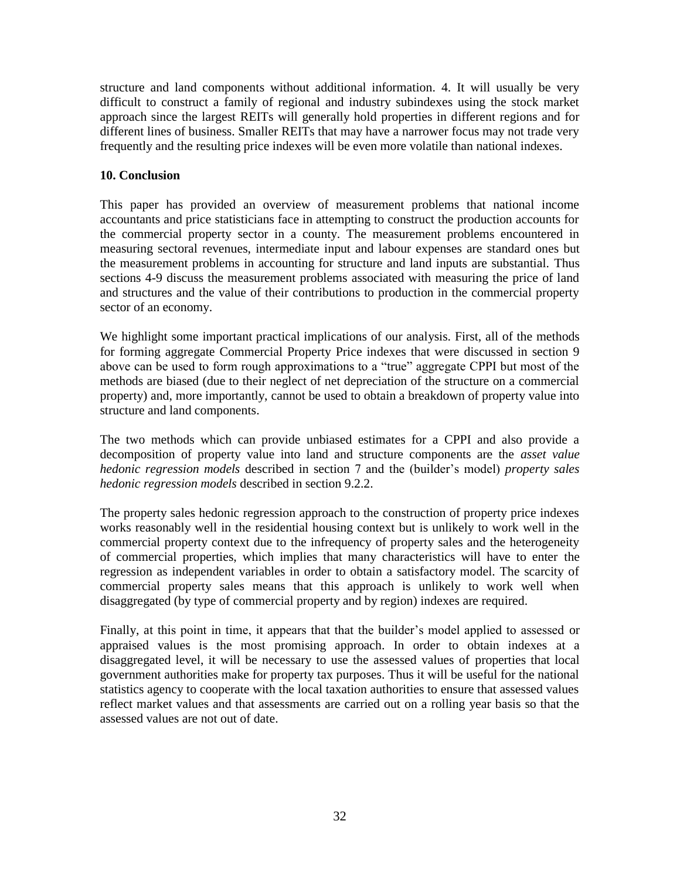structure and land components without additional information. 4. It will usually be very difficult to construct a family of regional and industry subindexes using the stock market approach since the largest REITs will generally hold properties in different regions and for different lines of business. Smaller REITs that may have a narrower focus may not trade very frequently and the resulting price indexes will be even more volatile than national indexes.

## 10. Conclusion

This paper has provided an overview of measurement problems that national income accountants and price statisticians face in attempting to construct the production accounts for the commercial property sector in a county. The measurement problems encountered in measuring sectoral revenues, intermediate input and labour expenses are standard ones but the measurement problems in accounting for structure and land inputs are substantial. Thus sections 4-9 discuss the measurement problems associated with measuring the price of land and structures and the value of their contributions to production in the commercial property sector of an economy.

We highlight some important practical implications of our analysis. First, all of the methods for forming aggregate Commercial Property Price indexes that were discussed in section 9 above can be used to form rough approximations to a "true" aggregate CPPI but most of the methods are biased (due to their neglect of net depreciation of the structure on a commercial property) and, more importantly, cannot be used to obtain a breakdown of property value into structure and land components.

The two methods which can provide unbiased estimates for a CPPI and also provide a decomposition of property value into land and structure components are the *asset value hedonic regression models* described in section 7 and the (builder's model) *property sales hedonic regression models* described in section 9.2.2.

The property sales hedonic regression approach to the construction of property price indexes works reasonably well in the residential housing context but is unlikely to work well in the commercial property context due to the infrequency of property sales and the heterogeneity of commercial properties, which implies that many characteristics will have to enter the regression as independent variables in order to obtain a satisfactory model. The scarcity of commercial property sales means that this approach is unlikely to work well when disaggregated (by type of commercial property and by region) indexes are required.

Finally, at this point in time, it appears that that the builder's model applied to assessed or appraised values is the most promising approach. In order to obtain indexes at a disaggregated level, it will be necessary to use the assessed values of properties that local government authorities make for property tax purposes. Thus it will be useful for the national statistics agency to cooperate with the local taxation authorities to ensure that assessed values reflect market values and that assessments are carried out on a rolling year basis so that the assessed values are not out of date.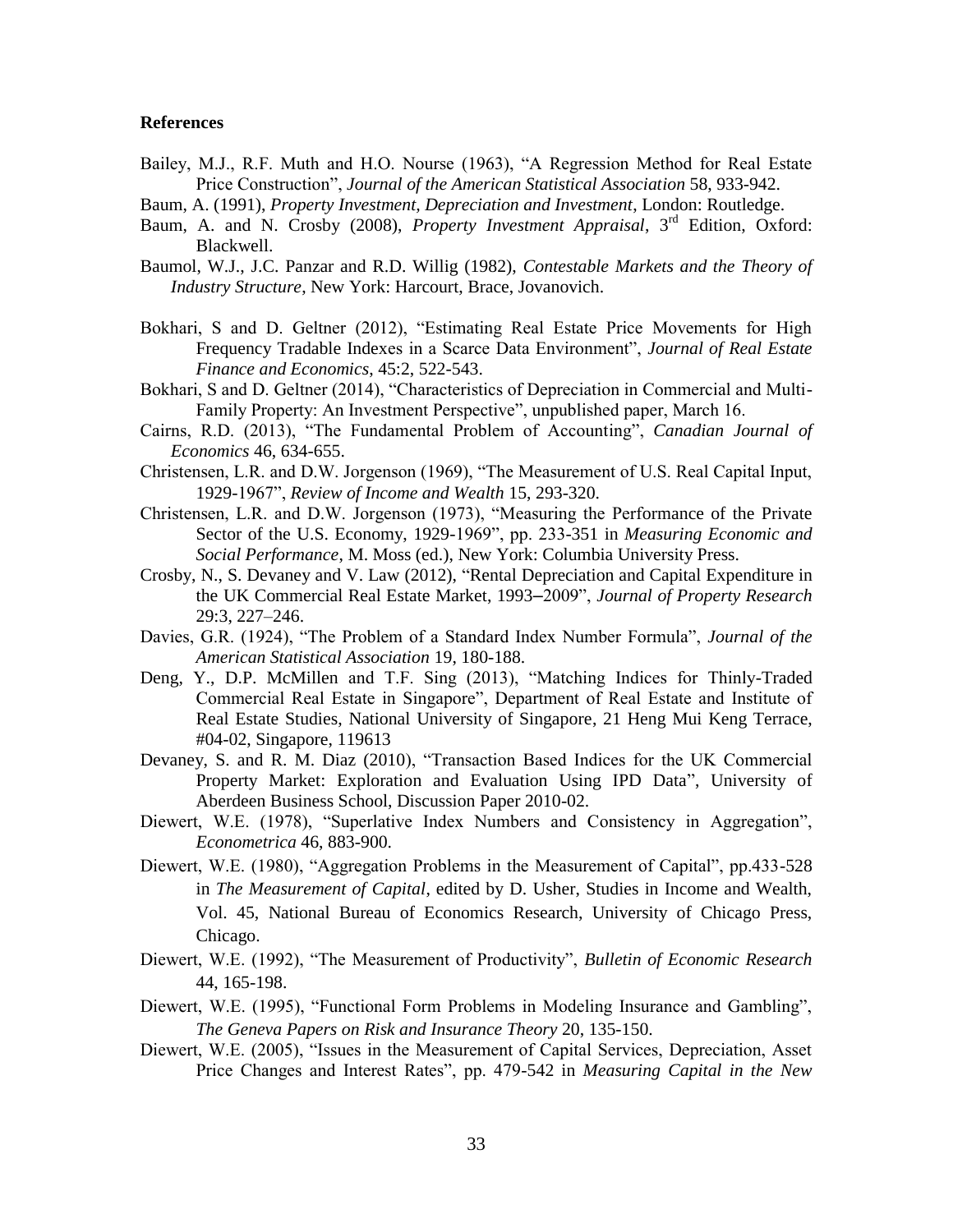**References**

Bailey, M.J., R.F. Muth and H.O. Nourse (1963), "A Regression Method for Real Estate Price Construction", *Journal of the American Statistical Association* 58, 933-942.

Baum, A. (1991), *Property Investment, Depreciation and Investment*, London: Routledge.

Baum, A. and N. Crosby (2008), *Property Investment Appraisal*, 3rd Edition, Oxford: Blackwell.

Baumol, W.J., J.C. Panzar and R.D. Willig (1982), *Contestable Markets and the Theory of Industry Structure*, New York: Harcourt, Brace, Jovanovich.

Bokhari, S and D. Geltner (2012), "Estimating Real Estate Price Movements for High Frequency Tradable Indexes in a Scarce Data Environment", *Journal of Real Estate Finance and Economics*, 45:2, 522-543.

Bokhari, S and D. Geltner (2014), "Characteristics of Depreciation in Commercial and Multi-Family Property: An Investment Perspective", unpublished paper, March 16.

Cairns, R.D. (2013), "The Fundamental Problem of Accounting", *Canadian Journal of Economics* 46, 634-655.

Christensen, L.R. and D.W. Jorgenson (1969), "The Measurement of U.S. Real Capital Input, 1929-1967", *Review of Income and Wealth* 15, 293-320.

Christensen, L.R. and D.W. Jorgenson (1973), "Measuring the Performance of the Private Sector of the U.S. Economy, 1929-1969", pp. 233-351 in *Measuring Economic and Social Performance*, M. Moss (ed.), New York: Columbia University Press.

Crosby, N., S. Devaney and V. Law (2012), "Rental Depreciation and Capital Expenditure in the UK Commercial Real Estate Market, 1993–2009", *Journal of Property Research* 29:3, 227–246.

Davies, G.R. (1924), "The Problem of a Standard Index Number Formula", *Journal of the American Statistical Association* 19, 180-188.

Deng, Y., D.P. McMillen and T.F. Sing (2013), "Matching Indices for Thinly-Traded Commercial Real Estate in Singapore", Department of Real Estate and Institute of Real Estate Studies, National University of Singapore, 21 Heng Mui Keng Terrace, #04-02, Singapore, 119613

Devaney, S. and R. M. Diaz (2010), "Transaction Based Indices for the UK Commercial Property Market: Exploration and Evaluation Using IPD Data", University of Aberdeen Business School, Discussion Paper 2010-02.

Diewert, W.E. (1978), "Superlative Index Numbers and Consistency in Aggregation", *Econometrica* 46, 883-900.

Diewert, W.E. (1980), "Aggregation Problems in the Measurement of Capital", pp.433-528 in *The Measurement of Capital*, edited by D. Usher, Studies in Income and Wealth, Vol. 45, National Bureau of Economics Research, University of Chicago Press, Chicago.

Diewert, W.E. (1992), "The Measurement of Productivity", *Bulletin of Economic Research* 44, 165-198.

Diewert, W.E. (1995), "Functional Form Problems in Modeling Insurance and Gambling", *The Geneva Papers on Risk and Insurance Theory* 20, 135-150.

Diewert, W.E. (2005), "Issues in the Measurement of Capital Services, Depreciation, Asset Price Changes and Interest Rates", pp. 479-542 in *Measuring Capital in the New*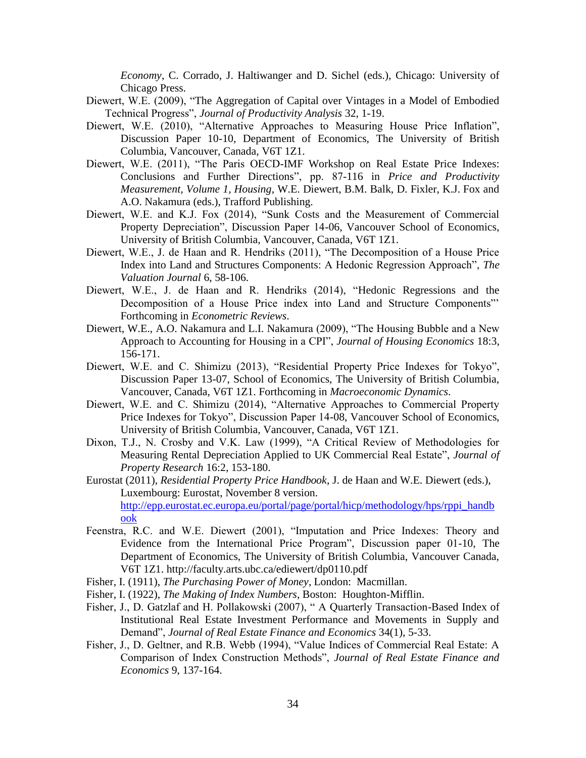*Economy*, C. Corrado, J. Haltiwanger and D. Sichel (eds.), Chicago: University of Chicago Press.

Diewert, W.E. (2009), "The Aggregation of Capital over Vintages in a Model of Embodied Technical Progress", *Journal of Productivity Analysis* 32, 1-19.

Diewert, W.E. (2010), "Alternative Approaches to Measuring House Price Inflation", Discussion Paper 10-10, Department of Economics, The University of British Columbia, Vancouver, Canada, V6T 1Z1.

Diewert, W.E. (2011), "The Paris OECD-IMF Workshop on Real Estate Price Indexes: Conclusions and Further Directions", pp. 87-116 in *Price and Productivity Measurement, Volume 1, Housing*, W.E. Diewert, B.M. Balk, D. Fixler, K.J. Fox and A.O. Nakamura (eds.), Trafford Publishing.

Diewert, W.E. and K.J. Fox (2014), "Sunk Costs and the Measurement of Commercial Property Depreciation", Discussion Paper 14-06, Vancouver School of Economics, University of British Columbia, Vancouver, Canada, V6T 1Z1.

Diewert, W.E., J. de Haan and R. Hendriks (2011), "The Decomposition of a House Price Index into Land and Structures Components: A Hedonic Regression Approach", *The Valuation Journal* 6, 58-106.

Diewert, W.E., J. de Haan and R. Hendriks (2014), "Hedonic Regressions and the Decomposition of a House Price index into Land and Structure Components"' Forthcoming in *Econometric Reviews*.

Diewert, W.E., A.O. Nakamura and L.I. Nakamura (2009), "The Housing Bubble and a New Approach to Accounting for Housing in a CPI", *Journal of Housing Economics* 18:3, 156-171.

Diewert, W.E. and C. Shimizu (2013), "Residential Property Price Indexes for Tokyo", Discussion Paper 13-07, School of Economics, The University of British Columbia, Vancouver, Canada, V6T 1Z1. Forthcoming in *Macroeconomic Dynamics*.

Diewert, W.E. and C. Shimizu (2014), "Alternative Approaches to Commercial Property Price Indexes for Tokyo", Discussion Paper 14-08, Vancouver School of Economics, University of British Columbia, Vancouver, Canada, V6T 1Z1.

Dixon, T.J., N. Crosby and V.K. Law (1999), "A Critical Review of Methodologies for Measuring Rental Depreciation Applied to UK Commercial Real Estate", *Journal of Property Research* 16:2, 153-180.

Eurostat (2011), *Residential Property Price Handbook*, J. de Haan and W.E. Diewert (eds.), Luxembourg: Eurostat, November 8 version. http://epp.eurostat.ec.europa.eu/portal/page/portal/hicp/methodology/hps/rppi_handbook

Feenstra, R.C. and W.E. Diewert (2001), "Imputation and Price Indexes: Theory and Evidence from the International Price Program", Discussion paper 01-10, The Department of Economics, The University of British Columbia, Vancouver Canada, V6T 1Z1. http://faculty.arts.ubc.ca/ediewert/dp0110.pdf

Fisher, I. (1911), *The Purchasing Power of Money*, London: Macmillan.

Fisher, I. (1922), *The Making of Index Numbers*, Boston: Houghton-Mifflin.

Fisher, J., D. Gatzlaf and H. Pollakowski (2007), " A Quarterly Transaction-Based Index of Institutional Real Estate Investment Performance and Movements in Supply and Demand", *Journal of Real Estate Finance and Economics* 34(1), 5-33.

Fisher, J., D. Geltner, and R.B. Webb (1994), "Value Indices of Commercial Real Estate: A Comparison of Index Construction Methods", *Journal of Real Estate Finance and Economics* 9, 137-164.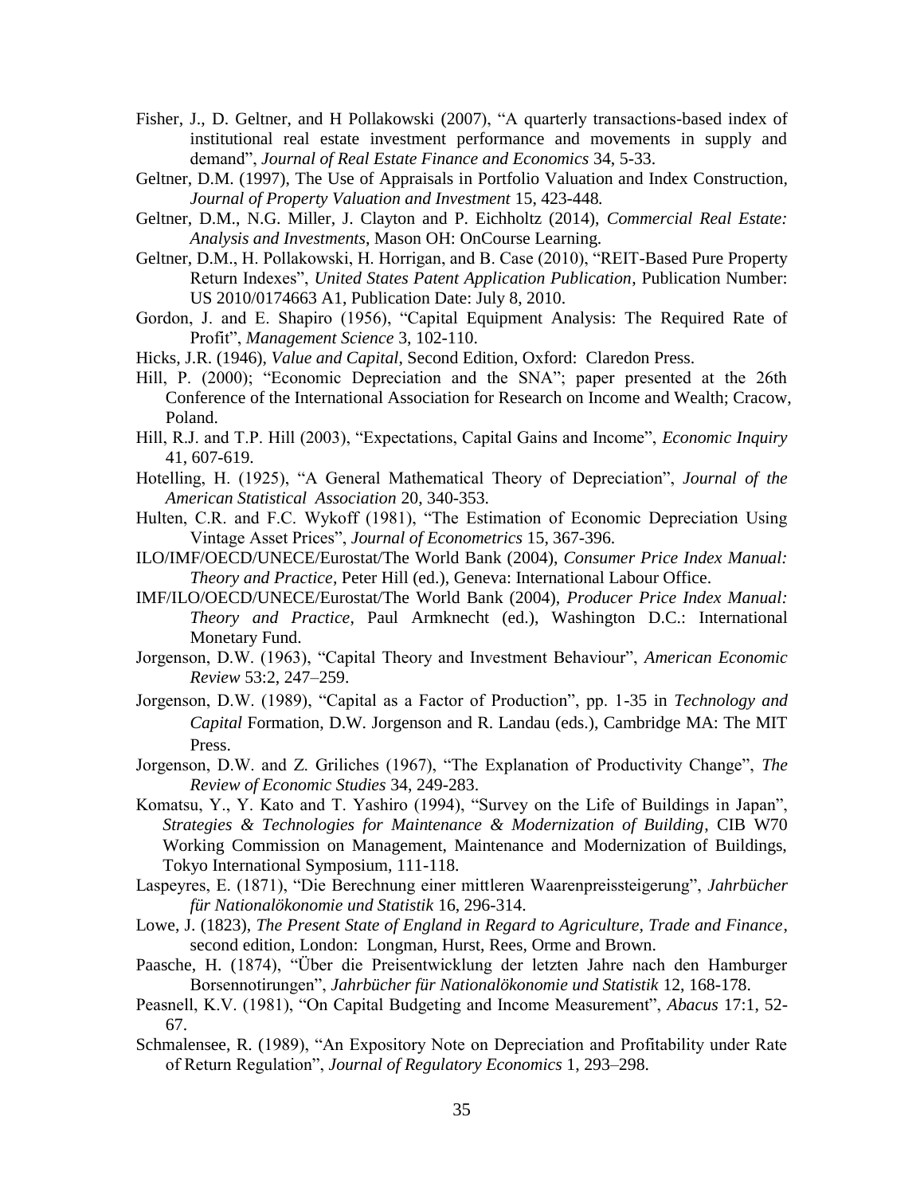Fisher, J., D. Geltner, and H Pollakowski (2007), "A quarterly transactions-based index of institutional real estate investment performance and movements in supply and demand", *Journal of Real Estate Finance and Economics* 34, 5-33.

Geltner, D.M. (1997), The Use of Appraisals in Portfolio Valuation and Index Construction, *Journal of Property Valuation and Investment* 15, 423-448.

Geltner, D.M., N.G. Miller, J. Clayton and P. Eichholtz (2014), *Commercial Real Estate: Analysis and Investments*, Mason OH: OnCourse Learning.

Geltner, D.M., H. Pollakowski, H. Horrigan, and B. Case (2010), "REIT-Based Pure Property Return Indexes", *United States Patent Application Publication*, Publication Number: US 2010/0174663 A1, Publication Date: July 8, 2010.

Gordon, J. and E. Shapiro (1956), "Capital Equipment Analysis: The Required Rate of Profit", *Management Science* 3, 102-110.

Hicks, J.R. (1946), *Value and Capital*, Second Edition, Oxford: Claredon Press.

Hill, P. (2000); "Economic Depreciation and the SNA"; paper presented at the 26th Conference of the International Association for Research on Income and Wealth; Cracow, Poland.

Hill, R.J. and T.P. Hill (2003), "Expectations, Capital Gains and Income", *Economic Inquiry* 41, 607-619.

Hotelling, H. (1925), "A General Mathematical Theory of Depreciation", *Journal of the American Statistical Association* 20, 340-353.

Hulten, C.R. and F.C. Wykoff (1981), "The Estimation of Economic Depreciation Using Vintage Asset Prices", *Journal of Econometrics* 15, 367-396.

ILO/IMF/OECD/UNECE/Eurostat/The World Bank (2004), *Consumer Price Index Manual: Theory and Practice*, Peter Hill (ed.), Geneva: International Labour Office.

IMF/ILO/OECD/UNECE/Eurostat/The World Bank (2004), *Producer Price Index Manual: Theory and Practice*, Paul Armknecht (ed.), Washington D.C.: International Monetary Fund.

Jorgenson, D.W. (1963), "Capital Theory and Investment Behaviour", *American Economic Review* 53:2, 247–259.

Jorgenson, D.W. (1989), "Capital as a Factor of Production", pp. 1-35 in *Technology and Capital* Formation, D.W. Jorgenson and R. Landau (eds.), Cambridge MA: The MIT Press.

Jorgenson, D.W. and Z. Griliches (1967), "The Explanation of Productivity Change", *The Review of Economic Studies* 34, 249-283.

Komatsu, Y., Y. Kato and T. Yashiro (1994), "Survey on the Life of Buildings in Japan", *Strategies & Technologies for Maintenance & Modernization of Building*, CIB W70 Working Commission on Management, Maintenance and Modernization of Buildings, Tokyo International Symposium, 111-118.

Laspeyres, E. (1871), "Die Berechnung einer mittleren Waarenpreissteigerung", *Jahrbücher für Nationalökonomie und Statistik* 16, 296-314.

Lowe, J. (1823), *The Present State of England in Regard to Agriculture, Trade and Finance*, second edition, London: Longman, Hurst, Rees, Orme and Brown.

Paasche, H. (1874), "Über die Preisentwicklung der letzten Jahre nach den Hamburger Borsennotirungen", *Jahrbücher für Nationalökonomie und Statistik* 12, 168-178.

Peasnell, K.V. (1981), "On Capital Budgeting and Income Measurement", *Abacus* 17:1, 52-67.

Schmalensee, R. (1989), "An Expository Note on Depreciation and Profitability under Rate of Return Regulation", *Journal of Regulatory Economics* 1, 293–298.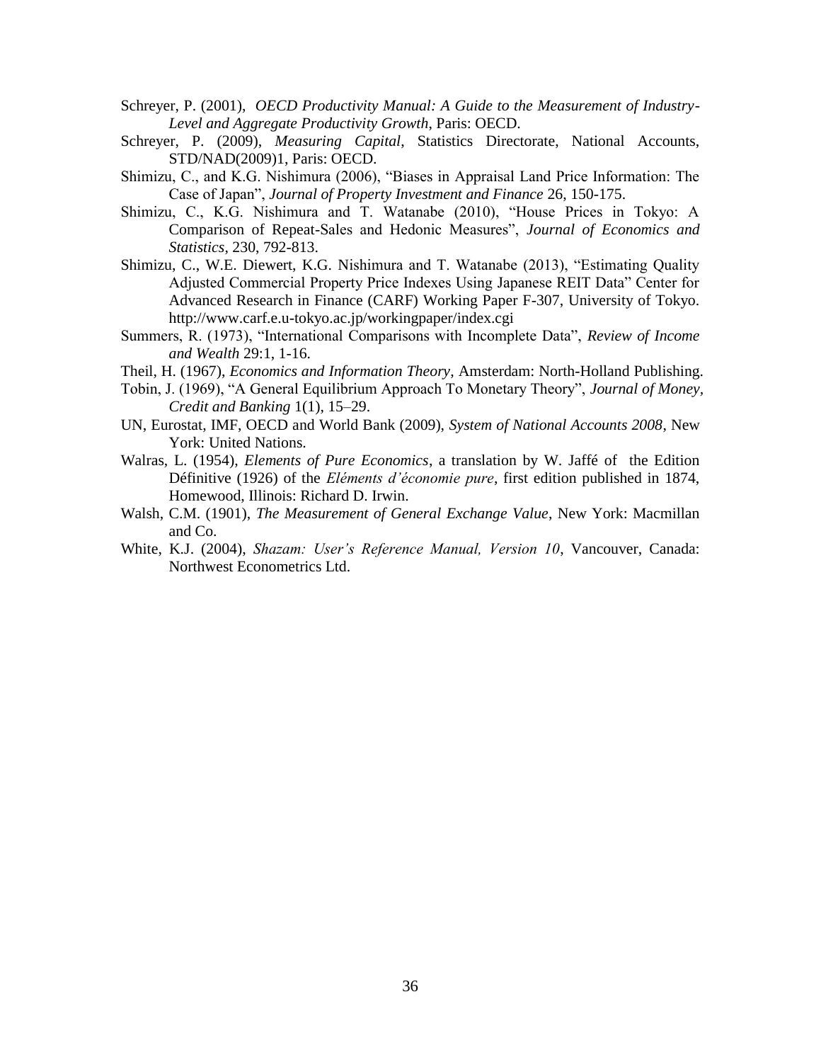Schreyer, P. (2001), *OECD Productivity Manual: A Guide to the Measurement of Industry-Level and Aggregate Productivity Growth*, Paris: OECD.

Schreyer, P. (2009), *Measuring Capital*, Statistics Directorate, National Accounts, STD/NAD(2009)1, Paris: OECD.

Shimizu, C., and K.G. Nishimura (2006), "Biases in Appraisal Land Price Information: The Case of Japan", *Journal of Property Investment and Finance* 26, 150-175.

Shimizu, C., K.G. Nishimura and T. Watanabe (2010), "House Prices in Tokyo: A Comparison of Repeat-Sales and Hedonic Measures", *Journal of Economics and Statistics*, 230, 792-813.

Shimizu, C., W.E. Diewert, K.G. Nishimura and T. Watanabe (2013), "Estimating Quality Adjusted Commercial Property Price Indexes Using Japanese REIT Data" Center for Advanced Research in Finance (CARF) Working Paper F-307, University of Tokyo. http://www.carf.e.u-tokyo.ac.jp/workingpaper/index.cgi

Summers, R. (1973), "International Comparisons with Incomplete Data", *Review of Income and Wealth* 29:1, 1-16.

Theil, H. (1967), *Economics and Information Theory*, Amsterdam: North-Holland Publishing.

Tobin, J. (1969), "A General Equilibrium Approach To Monetary Theory", *Journal of Money, Credit and Banking* 1(1), 15–29.

UN, Eurostat, IMF, OECD and World Bank (2009), *System of National Accounts 2008*, New York: United Nations.

Walras, L. (1954), *Elements of Pure Economics*, a translation by W. Jaffé of the Edition Définitive (1926) of the *Eléments d'économie pure*, first edition published in 1874, Homewood, Illinois: Richard D. Irwin.

Walsh, C.M. (1901), *The Measurement of General Exchange Value*, New York: Macmillan and Co.

White, K.J. (2004), *Shazam: User's Reference Manual, Version 10*, Vancouver, Canada: Northwest Econometrics Ltd.